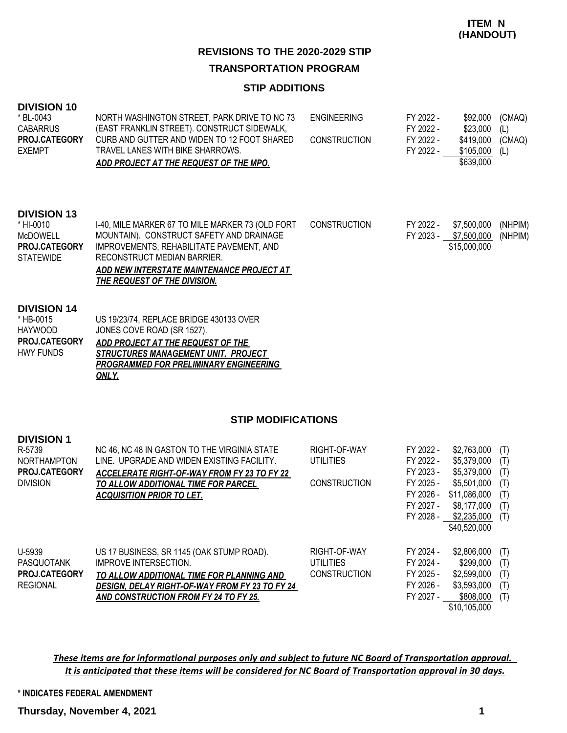**ITEM N (HANDOUT)**

# REVISIONS TO THE 2020-2029 STIP

## TRANSPORTATION PROGRAM

### STIP ADDITIONS

**DIVISION 10**

| | | | | | |
|---|---|---|---|---|---|
| * BL-0043<br>CABARRUS<br>**PROJ.CATEGORY**<br>EXEMPT | NORTH WASHINGTON STREET, PARK DRIVE TO NC 73 (EAST FRANKLIN STREET). CONSTRUCT SIDEWALK, CURB AND GUTTER AND WIDEN TO 12 FOOT SHARED TRAVEL LANES WITH BIKE SHARROWS.<br>***ADD PROJECT AT THE REQUEST OF THE MPO.*** | ENGINEERING | FY 2022 - | $92,000 | (CMAQ) |
| | | | FY 2022 - | $23,000 | (L) |
| | | CONSTRUCTION | FY 2022 - | $419,000 | (CMAQ) |
| | | | FY 2022 - | $105,000 | (L) |
| | | | | $639,000 | |

**DIVISION 13**

| | | | | | |
|---|---|---|---|---|---|
| * HI-0010<br>McDOWELL<br>**PROJ.CATEGORY**<br>STATEWIDE | I-40, MILE MARKER 67 TO MILE MARKER 73 (OLD FORT MOUNTAIN). CONSTRUCT SAFETY AND DRAINAGE IMPROVEMENTS, REHABILITATE PAVEMENT, AND RECONSTRUCT MEDIAN BARRIER.<br>***ADD NEW INTERSTATE MAINTENANCE PROJECT AT THE REQUEST OF THE DIVISION.*** | CONSTRUCTION | FY 2022 - | $7,500,000 | (NHPIM) |
| | | | FY 2023 - | $7,500,000 | (NHPIM) |
| | | | | $15,000,000 | |

**DIVISION 14**

| | |
|---|---|
| * HB-0015<br>HAYWOOD<br>**PROJ.CATEGORY**<br>HWY FUNDS | US 19/23/74, REPLACE BRIDGE 430133 OVER JONES COVE ROAD (SR 1527).<br>***ADD PROJECT AT THE REQUEST OF THE STRUCTURES MANAGEMENT UNIT. PROJECT PROGRAMMED FOR PRELIMINARY ENGINEERING ONLY.*** |

### STIP MODIFICATIONS

**DIVISION 1**

| | | | | | |
|---|---|---|---|---|---|
| R-5739<br>NORTHAMPTON<br>**PROJ.CATEGORY**<br>DIVISION | NC 46, NC 48 IN GASTON TO THE VIRGINIA STATE LINE. UPGRADE AND WIDEN EXISTING FACILITY.<br>***ACCELERATE RIGHT-OF-WAY FROM FY 23 TO FY 22 TO ALLOW ADDITIONAL TIME FOR PARCEL ACQUISITION PRIOR TO LET.*** | RIGHT-OF-WAY | FY 2022 - | $2,763,000 | (T) |
| | | UTILITIES | FY 2022 - | $5,379,000 | (T) |
| | | | FY 2023 - | $5,379,000 | (T) |
| | | CONSTRUCTION | FY 2025 - | $5,501,000 | (T) |
| | | | FY 2026 - | $11,086,000 | (T) |
| | | | FY 2027 - | $8,177,000 | (T) |
| | | | FY 2028 - | $2,235,000 | (T) |
| | | | | $40,520,000 | |
| U-5939<br>PASQUOTANK<br>**PROJ.CATEGORY**<br>REGIONAL | US 17 BUSINESS, SR 1145 (OAK STUMP ROAD). IMPROVE INTERSECTION.<br>***TO ALLOW ADDITIONAL TIME FOR PLANNING AND DESIGN, DELAY RIGHT-OF-WAY FROM FY 23 TO FY 24 AND CONSTRUCTION FROM FY 24 TO FY 25.*** | RIGHT-OF-WAY | FY 2024 - | $2,806,000 | (T) |
| | | UTILITIES | FY 2024 - | $299,000 | (T) |
| | | CONSTRUCTION | FY 2025 - | $2,599,000 | (T) |
| | | | FY 2026 - | $3,593,000 | (T) |
| | | | FY 2027 - | $808,000 | (T) |
| | | | | $10,105,000 | |

***These items are for informational purposes only and subject to future NC Board of Transportation approval. It is anticipated that these items will be considered for NC Board of Transportation approval in 30 days.***

**\* INDICATES FEDERAL AMENDMENT**

**Thursday, November 4, 2021**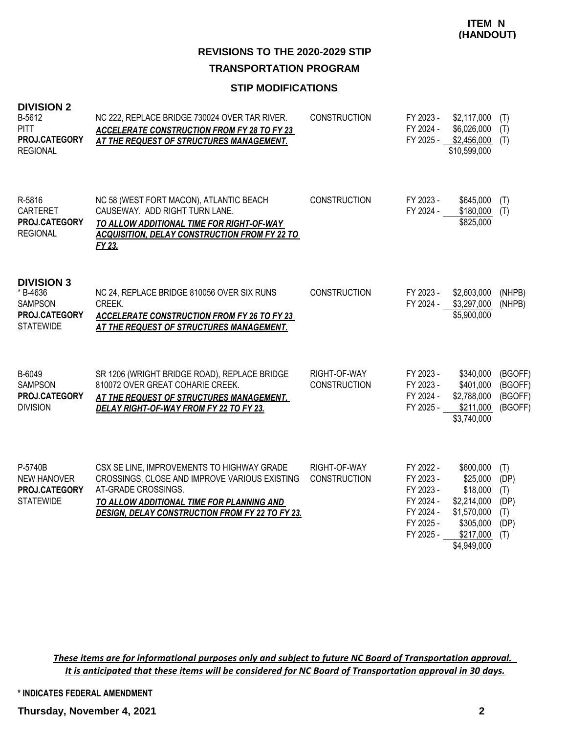**ITEM N (HANDOUT)**

## REVISIONS TO THE 2020-2029 STIP

## TRANSPORTATION PROGRAM

### STIP MODIFICATIONS

### DIVISION 2

| | | | | | |
|---|---|---|---|---|---|
| B-5612<br>PITT<br>**PROJ.CATEGORY**<br>REGIONAL | NC 222, REPLACE BRIDGE 730024 OVER TAR RIVER.<br>***ACCELERATE CONSTRUCTION FROM FY 28 TO FY 23 AT THE REQUEST OF STRUCTURES MANAGEMENT.*** | CONSTRUCTION | FY 2023 -<br>FY 2024 -<br>FY 2025 - | $2,117,000<br>$6,026,000<br>$2,456,000<br>$10,599,000 | (T)<br>(T)<br>(T) |
| R-5816<br>CARTERET<br>**PROJ.CATEGORY**<br>REGIONAL | NC 58 (WEST FORT MACON), ATLANTIC BEACH CAUSEWAY. ADD RIGHT TURN LANE.<br>***TO ALLOW ADDITIONAL TIME FOR RIGHT-OF-WAY ACQUISITION, DELAY CONSTRUCTION FROM FY 22 TO FY 23.*** | CONSTRUCTION | FY 2023 -<br>FY 2024 - | $645,000<br>$180,000<br>$825,000 | (T)<br>(T) |

### DIVISION 3

| | | | | | |
|---|---|---|---|---|---|
| * B-4636<br>SAMPSON<br>**PROJ.CATEGORY**<br>STATEWIDE | NC 24, REPLACE BRIDGE 810056 OVER SIX RUNS CREEK.<br>***ACCELERATE CONSTRUCTION FROM FY 26 TO FY 23 AT THE REQUEST OF STRUCTURES MANAGEMENT.*** | CONSTRUCTION | FY 2023 -<br>FY 2024 - | $2,603,000<br>$3,297,000<br>$5,900,000 | (NHPB)<br>(NHPB) |
| B-6049<br>SAMPSON<br>**PROJ.CATEGORY**<br>DIVISION | SR 1206 (WRIGHT BRIDGE ROAD), REPLACE BRIDGE 810072 OVER GREAT COHARIE CREEK.<br>***AT THE REQUEST OF STRUCTURES MANAGEMENT, DELAY RIGHT-OF-WAY FROM FY 22 TO FY 23.*** | RIGHT-OF-WAY<br>CONSTRUCTION | FY 2023 -<br>FY 2023 -<br>FY 2024 -<br>FY 2025 - | $340,000<br>$401,000<br>$2,788,000<br>$211,000<br>$3,740,000 | (BGOFF)<br>(BGOFF)<br>(BGOFF)<br>(BGOFF) |
| P-5740B<br>NEW HANOVER<br>**PROJ.CATEGORY**<br>STATEWIDE | CSX SE LINE, IMPROVEMENTS TO HIGHWAY GRADE CROSSINGS, CLOSE AND IMPROVE VARIOUS EXISTING AT-GRADE CROSSINGS.<br>***TO ALLOW ADDITIONAL TIME FOR PLANNING AND DESIGN, DELAY CONSTRUCTION FROM FY 22 TO FY 23.*** | RIGHT-OF-WAY<br>CONSTRUCTION | FY 2022 -<br>FY 2023 -<br>FY 2023 -<br>FY 2024 -<br>FY 2024 -<br>FY 2025 -<br>FY 2025 - | $600,000<br>$25,000<br>$18,000<br>$2,214,000<br>$1,570,000<br>$305,000<br>$217,000<br>$4,949,000 | (T)<br>(DP)<br>(T)<br>(DP)<br>(T)<br>(DP)<br>(T) |

***These items are for informational purposes only and subject to future NC Board of Transportation approval. It is anticipated that these items will be considered for NC Board of Transportation approval in 30 days.***

**\* INDICATES FEDERAL AMENDMENT**

**Thursday, November 4, 2021**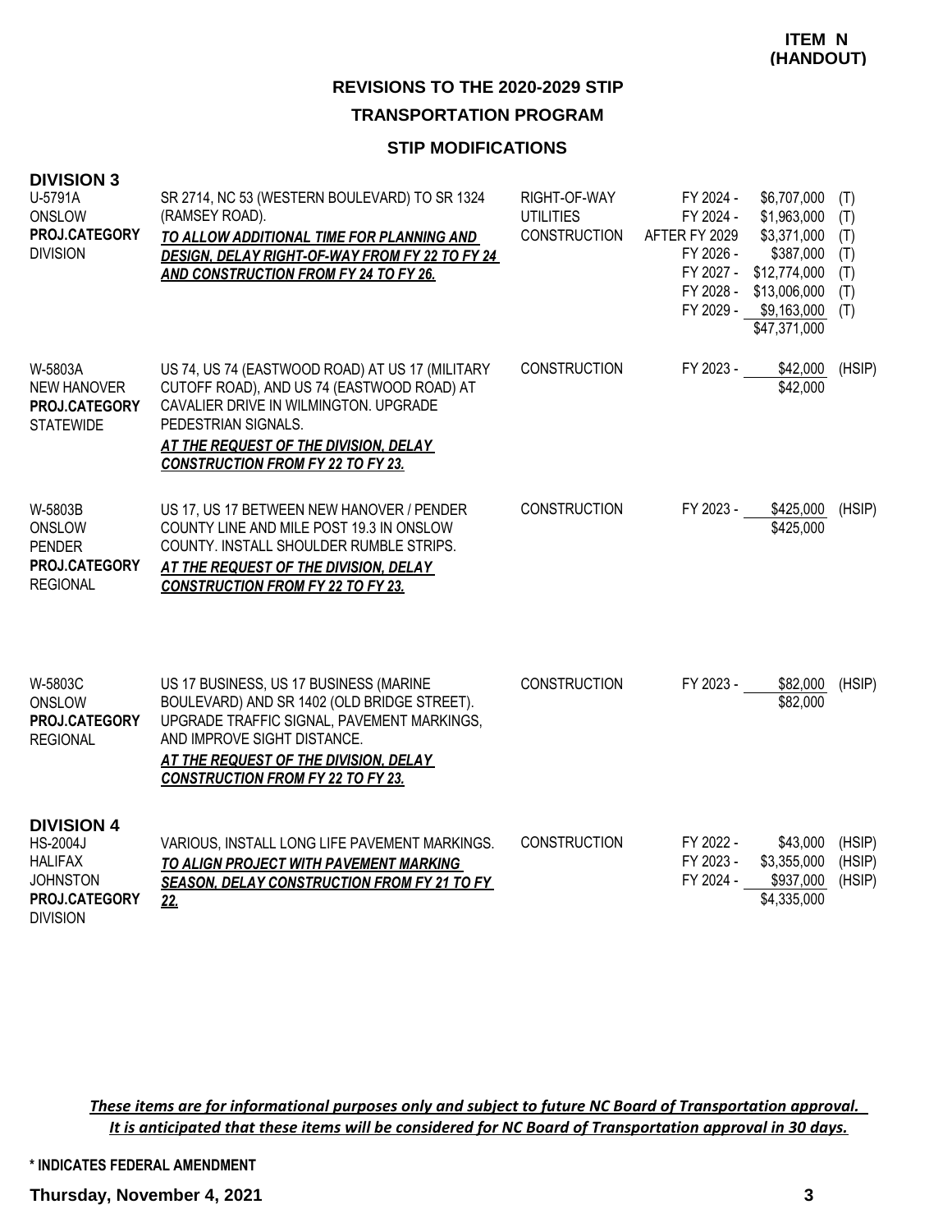**ITEM N (HANDOUT)**

## REVISIONS TO THE 2020-2029 STIP

## TRANSPORTATION PROGRAM

### STIP MODIFICATIONS

### DIVISION 3

| | | | | | |
|---|---|---|---|---|---|
| U-5791A<br>ONSLOW<br>**PROJ.CATEGORY**<br>DIVISION | SR 2714, NC 53 (WESTERN BOULEVARD) TO SR 1324 (RAMSEY ROAD).<br>***TO ALLOW ADDITIONAL TIME FOR PLANNING AND DESIGN, DELAY RIGHT-OF-WAY FROM FY 22 TO FY 24 AND CONSTRUCTION FROM FY 24 TO FY 26.*** | RIGHT-OF-WAY<br>UTILITIES<br>CONSTRUCTION | FY 2024 -<br>FY 2024 -<br>AFTER FY 2029<br>FY 2026 -<br>FY 2027 -<br>FY 2028 -<br>FY 2029 - | $6,707,000<br>$1,963,000<br>$3,371,000<br>$387,000<br>$12,774,000<br>$13,006,000<br>$9,163,000<br>$47,371,000 | (T)<br>(T)<br>(T)<br>(T)<br>(T)<br>(T)<br>(T) |
| W-5803A<br>NEW HANOVER<br>**PROJ.CATEGORY**<br>STATEWIDE | US 74, US 74 (EASTWOOD ROAD) AT US 17 (MILITARY CUTOFF ROAD), AND US 74 (EASTWOOD ROAD) AT CAVALIER DRIVE IN WILMINGTON. UPGRADE PEDESTRIAN SIGNALS.<br>***AT THE REQUEST OF THE DIVISION, DELAY CONSTRUCTION FROM FY 22 TO FY 23.*** | CONSTRUCTION | FY 2023 - | $42,000<br>$42,000 | (HSIP) |
| W-5803B<br>ONSLOW<br>PENDER<br>**PROJ.CATEGORY**<br>REGIONAL | US 17, US 17 BETWEEN NEW HANOVER / PENDER COUNTY LINE AND MILE POST 19.3 IN ONSLOW COUNTY. INSTALL SHOULDER RUMBLE STRIPS.<br>***AT THE REQUEST OF THE DIVISION, DELAY CONSTRUCTION FROM FY 22 TO FY 23.*** | CONSTRUCTION | FY 2023 - | $425,000<br>$425,000 | (HSIP) |
| W-5803C<br>ONSLOW<br>**PROJ.CATEGORY**<br>REGIONAL | US 17 BUSINESS, US 17 BUSINESS (MARINE BOULEVARD) AND SR 1402 (OLD BRIDGE STREET). UPGRADE TRAFFIC SIGNAL, PAVEMENT MARKINGS, AND IMPROVE SIGHT DISTANCE.<br>***AT THE REQUEST OF THE DIVISION, DELAY CONSTRUCTION FROM FY 22 TO FY 23.*** | CONSTRUCTION | FY 2023 - | $82,000<br>$82,000 | (HSIP) |

### DIVISION 4

| | | | | | |
|---|---|---|---|---|---|
| HS-2004J<br>HALIFAX<br>JOHNSTON<br>**PROJ.CATEGORY**<br>DIVISION | VARIOUS, INSTALL LONG LIFE PAVEMENT MARKINGS.<br>***TO ALIGN PROJECT WITH PAVEMENT MARKING SEASON, DELAY CONSTRUCTION FROM FY 21 TO FY 22.*** | CONSTRUCTION | FY 2022 -<br>FY 2023 -<br>FY 2024 - | $43,000<br>$3,355,000<br>$937,000<br>$4,335,000 | (HSIP)<br>(HSIP)<br>(HSIP) |

***These items are for informational purposes only and subject to future NC Board of Transportation approval. It is anticipated that these items will be considered for NC Board of Transportation approval in 30 days.***

**\* INDICATES FEDERAL AMENDMENT**

**Thursday, November 4, 2021**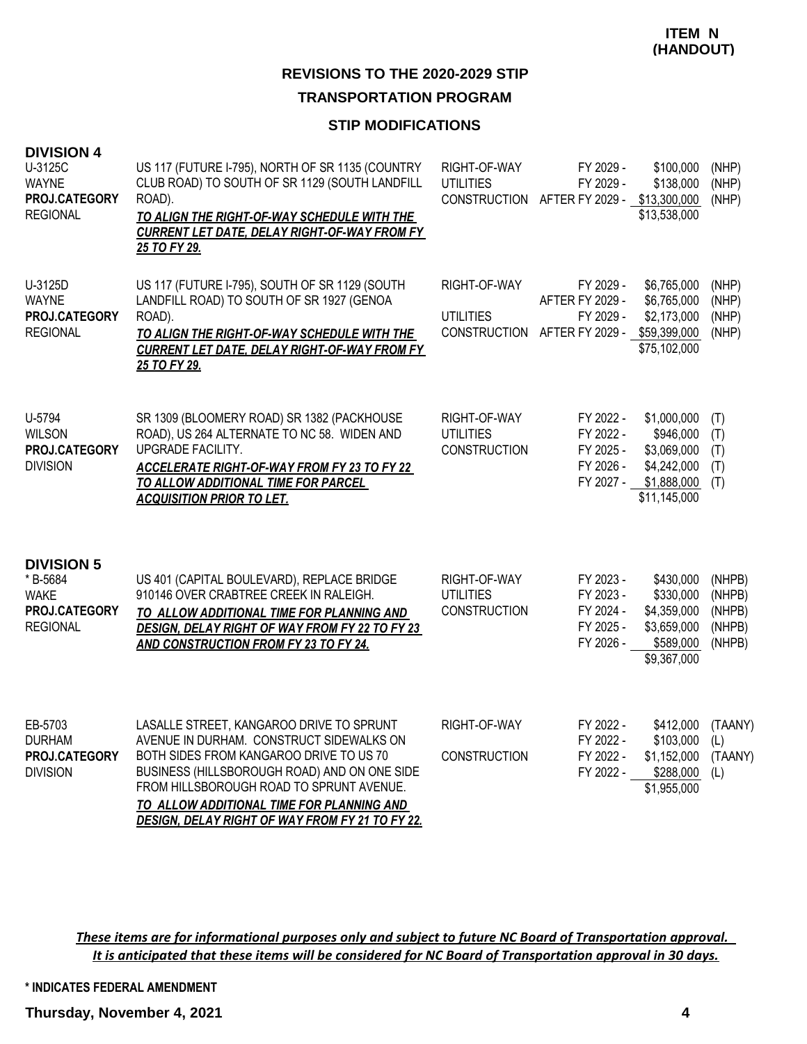**ITEM N (HANDOUT)**

## REVISIONS TO THE 2020-2029 STIP

### TRANSPORTATION PROGRAM

### STIP MODIFICATIONS

**DIVISION 4**

| | | | | | |
|---|---|---|---|---|---|
| U-3125C<br>WAYNE<br>**PROJ.CATEGORY**<br>REGIONAL | US 117 (FUTURE I-795), NORTH OF SR 1135 (COUNTRY CLUB ROAD) TO SOUTH OF SR 1129 (SOUTH LANDFILL ROAD).<br>***TO ALIGN THE RIGHT-OF-WAY SCHEDULE WITH THE CURRENT LET DATE, DELAY RIGHT-OF-WAY FROM FY 25 TO FY 29.*** | RIGHT-OF-WAY<br>UTILITIES<br>CONSTRUCTION | FY 2029 -<br>FY 2029 -<br>AFTER FY 2029 - | \$100,000<br>\$138,000<br>\$13,300,000<br>\$13,538,000 | (NHP)<br>(NHP)<br>(NHP) |
| U-3125D<br>WAYNE<br>**PROJ.CATEGORY**<br>REGIONAL | US 117 (FUTURE I-795), SOUTH OF SR 1129 (SOUTH LANDFILL ROAD) TO SOUTH OF SR 1927 (GENOA ROAD).<br>***TO ALIGN THE RIGHT-OF-WAY SCHEDULE WITH THE CURRENT LET DATE, DELAY RIGHT-OF-WAY FROM FY 25 TO FY 29.*** | RIGHT-OF-WAY<br><br>UTILITIES<br>CONSTRUCTION | FY 2029 -<br>AFTER FY 2029 -<br>FY 2029 -<br>AFTER FY 2029 - | \$6,765,000<br>\$6,765,000<br>\$2,173,000<br>\$59,399,000<br>\$75,102,000 | (NHP)<br>(NHP)<br>(NHP)<br>(NHP) |
| U-5794<br>WILSON<br>**PROJ.CATEGORY**<br>DIVISION | SR 1309 (BLOOMERY ROAD) SR 1382 (PACKHOUSE ROAD), US 264 ALTERNATE TO NC 58. WIDEN AND UPGRADE FACILITY.<br>***ACCELERATE RIGHT-OF-WAY FROM FY 23 TO FY 22 TO ALLOW ADDITIONAL TIME FOR PARCEL ACQUISITION PRIOR TO LET.*** | RIGHT-OF-WAY<br>UTILITIES<br>CONSTRUCTION | FY 2022 -<br>FY 2022 -<br>FY 2025 -<br>FY 2026 -<br>FY 2027 - | \$1,000,000<br>\$946,000<br>\$3,069,000<br>\$4,242,000<br>\$1,888,000<br>\$11,145,000 | (T)<br>(T)<br>(T)<br>(T)<br>(T) |

**DIVISION 5**

| | | | | | |
|---|---|---|---|---|---|
| * B-5684<br>WAKE<br>**PROJ.CATEGORY**<br>REGIONAL | US 401 (CAPITAL BOULEVARD), REPLACE BRIDGE 910146 OVER CRABTREE CREEK IN RALEIGH.<br>***TO ALLOW ADDITIONAL TIME FOR PLANNING AND DESIGN, DELAY RIGHT OF WAY FROM FY 22 TO FY 23 AND CONSTRUCTION FROM FY 23 TO FY 24.*** | RIGHT-OF-WAY<br>UTILITIES<br>CONSTRUCTION | FY 2023 -<br>FY 2023 -<br>FY 2024 -<br>FY 2025 -<br>FY 2026 - | \$430,000<br>\$330,000<br>\$4,359,000<br>\$3,659,000<br>\$589,000<br>\$9,367,000 | (NHPB)<br>(NHPB)<br>(NHPB)<br>(NHPB)<br>(NHPB) |
| EB-5703<br>DURHAM<br>**PROJ.CATEGORY**<br>DIVISION | LASALLE STREET, KANGAROO DRIVE TO SPRUNT AVENUE IN DURHAM. CONSTRUCT SIDEWALKS ON BOTH SIDES FROM KANGAROO DRIVE TO US 70 BUSINESS (HILLSBOROUGH ROAD) AND ON ONE SIDE FROM HILLSBOROUGH ROAD TO SPRUNT AVENUE.<br>***TO ALLOW ADDITIONAL TIME FOR PLANNING AND DESIGN, DELAY RIGHT OF WAY FROM FY 21 TO FY 22.*** | RIGHT-OF-WAY<br><br>CONSTRUCTION | FY 2022 -<br>FY 2022 -<br>FY 2022 -<br>FY 2022 - | \$412,000<br>\$103,000<br>\$1,152,000<br>\$288,000<br>\$1,955,000 | (TAANY)<br>(L)<br>(TAANY)<br>(L) |

***These items are for informational purposes only and subject to future NC Board of Transportation approval. It is anticipated that these items will be considered for NC Board of Transportation approval in 30 days.***

**\* INDICATES FEDERAL AMENDMENT**

**Thursday, November 4, 2021**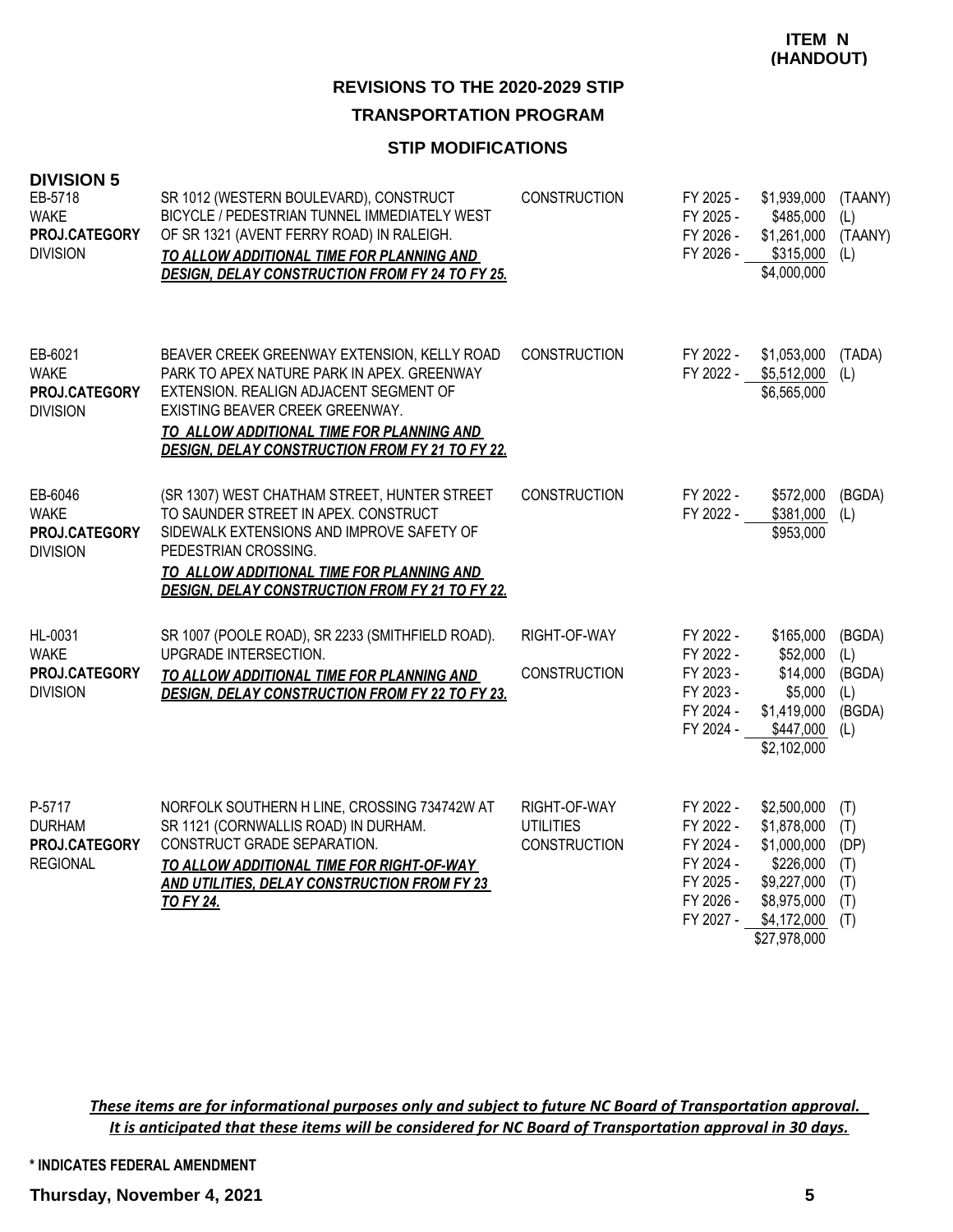**ITEM N (HANDOUT)**

## REVISIONS TO THE 2020-2029 STIP

## TRANSPORTATION PROGRAM

### STIP MODIFICATIONS

### DIVISION 5

| | | | | | |
|---|---|---|---|---|---|
| EB-5718<br>WAKE<br>**PROJ.CATEGORY**<br>DIVISION | SR 1012 (WESTERN BOULEVARD), CONSTRUCT BICYCLE / PEDESTRIAN TUNNEL IMMEDIATELY WEST OF SR 1321 (AVENT FERRY ROAD) IN RALEIGH.<br>***TO ALLOW ADDITIONAL TIME FOR PLANNING AND DESIGN, DELAY CONSTRUCTION FROM FY 24 TO FY 25.*** | CONSTRUCTION | FY 2025 -<br>FY 2025 -<br>FY 2026 -<br>FY 2026 - | \$1,939,000<br>\$485,000<br>\$1,261,000<br>\$315,000<br>\$4,000,000 | (TAANY)<br>(L)<br>(TAANY)<br>(L) |
| EB-6021<br>WAKE<br>**PROJ.CATEGORY**<br>DIVISION | BEAVER CREEK GREENWAY EXTENSION, KELLY ROAD PARK TO APEX NATURE PARK IN APEX. GREENWAY EXTENSION. REALIGN ADJACENT SEGMENT OF EXISTING BEAVER CREEK GREENWAY.<br>***TO ALLOW ADDITIONAL TIME FOR PLANNING AND DESIGN, DELAY CONSTRUCTION FROM FY 21 TO FY 22.*** | CONSTRUCTION | FY 2022 -<br>FY 2022 - | \$1,053,000<br>\$5,512,000<br>\$6,565,000 | (TADA)<br>(L) |
| EB-6046<br>WAKE<br>**PROJ.CATEGORY**<br>DIVISION | (SR 1307) WEST CHATHAM STREET, HUNTER STREET TO SAUNDER STREET IN APEX. CONSTRUCT SIDEWALK EXTENSIONS AND IMPROVE SAFETY OF PEDESTRIAN CROSSING.<br>***TO ALLOW ADDITIONAL TIME FOR PLANNING AND DESIGN, DELAY CONSTRUCTION FROM FY 21 TO FY 22.*** | CONSTRUCTION | FY 2022 -<br>FY 2022 - | \$572,000<br>\$381,000<br>\$953,000 | (BGDA)<br>(L) |
| HL-0031<br>WAKE<br>**PROJ.CATEGORY**<br>DIVISION | SR 1007 (POOLE ROAD), SR 2233 (SMITHFIELD ROAD). UPGRADE INTERSECTION.<br>***TO ALLOW ADDITIONAL TIME FOR PLANNING AND DESIGN, DELAY CONSTRUCTION FROM FY 22 TO FY 23.*** | RIGHT-OF-WAY<br><br>CONSTRUCTION | FY 2022 -<br>FY 2022 -<br>FY 2023 -<br>FY 2023 -<br>FY 2024 -<br>FY 2024 - | \$165,000<br>\$52,000<br>\$14,000<br>\$5,000<br>\$1,419,000<br>\$447,000<br>\$2,102,000 | (BGDA)<br>(L)<br>(BGDA)<br>(L)<br>(BGDA)<br>(L) |
| P-5717<br>DURHAM<br>**PROJ.CATEGORY**<br>REGIONAL | NORFOLK SOUTHERN H LINE, CROSSING 734742W AT SR 1121 (CORNWALLIS ROAD) IN DURHAM. CONSTRUCT GRADE SEPARATION.<br>***TO ALLOW ADDITIONAL TIME FOR RIGHT-OF-WAY AND UTILITIES, DELAY CONSTRUCTION FROM FY 23 TO FY 24.*** | RIGHT-OF-WAY<br>UTILITIES<br>CONSTRUCTION | FY 2022 -<br>FY 2022 -<br>FY 2024 -<br>FY 2024 -<br>FY 2025 -<br>FY 2026 -<br>FY 2027 - | \$2,500,000<br>\$1,878,000<br>\$1,000,000<br>\$226,000<br>\$9,227,000<br>\$8,975,000<br>\$4,172,000<br>\$27,978,000 | (T)<br>(T)<br>(DP)<br>(T)<br>(T)<br>(T)<br>(T) |

***These items are for informational purposes only and subject to future NC Board of Transportation approval. It is anticipated that these items will be considered for NC Board of Transportation approval in 30 days.***

\* INDICATES FEDERAL AMENDMENT

**Thursday, November 4, 2021**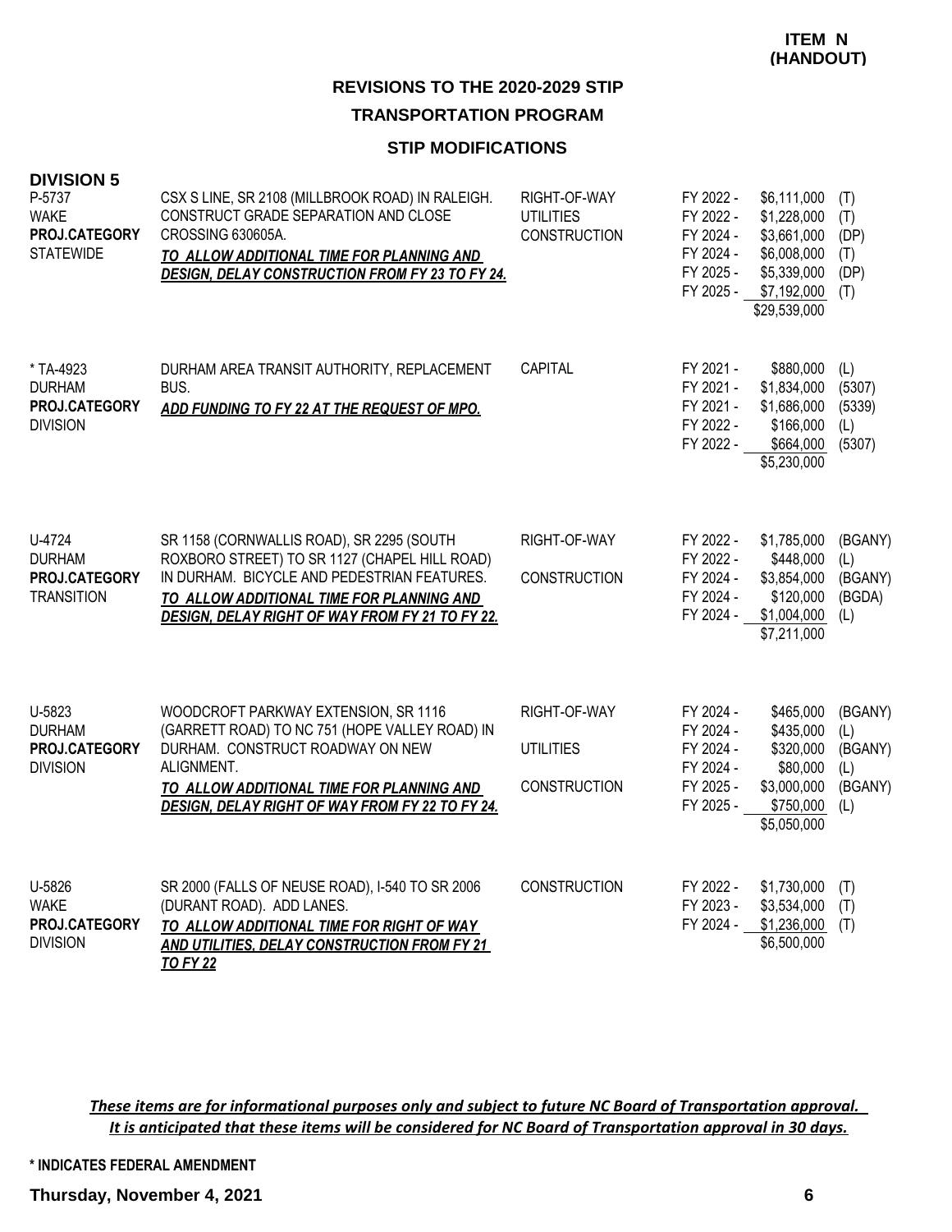**ITEM N (HANDOUT)**

## REVISIONS TO THE 2020-2029 STIP

### TRANSPORTATION PROGRAM

### STIP MODIFICATIONS

**DIVISION 5**

| Project | Description | Phase | Fiscal Year | Amount | Source |
|---|---|---|---|---|---|
| P-5737<br>WAKE<br>**PROJ.CATEGORY**<br>STATEWIDE | CSX S LINE, SR 2108 (MILLBROOK ROAD) IN RALEIGH. CONSTRUCT GRADE SEPARATION AND CLOSE CROSSING 630605A.<br>***TO ALLOW ADDITIONAL TIME FOR PLANNING AND DESIGN, DELAY CONSTRUCTION FROM FY 23 TO FY 24.*** | RIGHT-OF-WAY | FY 2022 - | $6,111,000 | (T) |
| | | UTILITIES | FY 2022 - | $1,228,000 | (T) |
| | | CONSTRUCTION | FY 2024 - | $3,661,000 | (DP) |
| | | | FY 2024 - | $6,008,000 | (T) |
| | | | FY 2025 - | $5,339,000 | (DP) |
| | | | FY 2025 - | $7,192,000 | (T) |
| | | | | $29,539,000 | |
| * TA-4923<br>DURHAM<br>**PROJ.CATEGORY**<br>DIVISION | DURHAM AREA TRANSIT AUTHORITY, REPLACEMENT BUS.<br>***ADD FUNDING TO FY 22 AT THE REQUEST OF MPO.*** | CAPITAL | FY 2021 - | $880,000 | (L) |
| | | | FY 2021 - | $1,834,000 | (5307) |
| | | | FY 2021 - | $1,686,000 | (5339) |
| | | | FY 2022 - | $166,000 | (L) |
| | | | FY 2022 - | $664,000 | (5307) |
| | | | | $5,230,000 | |
| U-4724<br>DURHAM<br>**PROJ.CATEGORY**<br>TRANSITION | SR 1158 (CORNWALLIS ROAD), SR 2295 (SOUTH ROXBORO STREET) TO SR 1127 (CHAPEL HILL ROAD) IN DURHAM. BICYCLE AND PEDESTRIAN FEATURES.<br>***TO ALLOW ADDITIONAL TIME FOR PLANNING AND DESIGN, DELAY RIGHT OF WAY FROM FY 21 TO FY 22.*** | RIGHT-OF-WAY | FY 2022 - | $1,785,000 | (BGANY) |
| | | | FY 2022 - | $448,000 | (L) |
| | | CONSTRUCTION | FY 2024 - | $3,854,000 | (BGANY) |
| | | | FY 2024 - | $120,000 | (BGDA) |
| | | | FY 2024 - | $1,004,000 | (L) |
| | | | | $7,211,000 | |
| U-5823<br>DURHAM<br>**PROJ.CATEGORY**<br>DIVISION | WOODCROFT PARKWAY EXTENSION, SR 1116 (GARRETT ROAD) TO NC 751 (HOPE VALLEY ROAD) IN DURHAM. CONSTRUCT ROADWAY ON NEW ALIGNMENT.<br>***TO ALLOW ADDITIONAL TIME FOR PLANNING AND DESIGN, DELAY RIGHT OF WAY FROM FY 22 TO FY 24.*** | RIGHT-OF-WAY | FY 2024 - | $465,000 | (BGANY) |
| | | | FY 2024 - | $435,000 | (L) |
| | | UTILITIES | FY 2024 - | $320,000 | (BGANY) |
| | | | FY 2024 - | $80,000 | (L) |
| | | CONSTRUCTION | FY 2025 - | $3,000,000 | (BGANY) |
| | | | FY 2025 - | $750,000 | (L) |
| | | | | $5,050,000 | |
| U-5826<br>WAKE<br>**PROJ.CATEGORY**<br>DIVISION | SR 2000 (FALLS OF NEUSE ROAD), I-540 TO SR 2006 (DURANT ROAD). ADD LANES.<br>***TO ALLOW ADDITIONAL TIME FOR RIGHT OF WAY AND UTILITIES, DELAY CONSTRUCTION FROM FY 21 TO FY 22*** | CONSTRUCTION | FY 2022 - | $1,730,000 | (T) |
| | | | FY 2023 - | $3,534,000 | (T) |
| | | | FY 2024 - | $1,236,000 | (T) |
| | | | | $6,500,000 | |

***These items are for informational purposes only and subject to future NC Board of Transportation approval. It is anticipated that these items will be considered for NC Board of Transportation approval in 30 days.***

**\* INDICATES FEDERAL AMENDMENT**

**Thursday, November 4, 2021**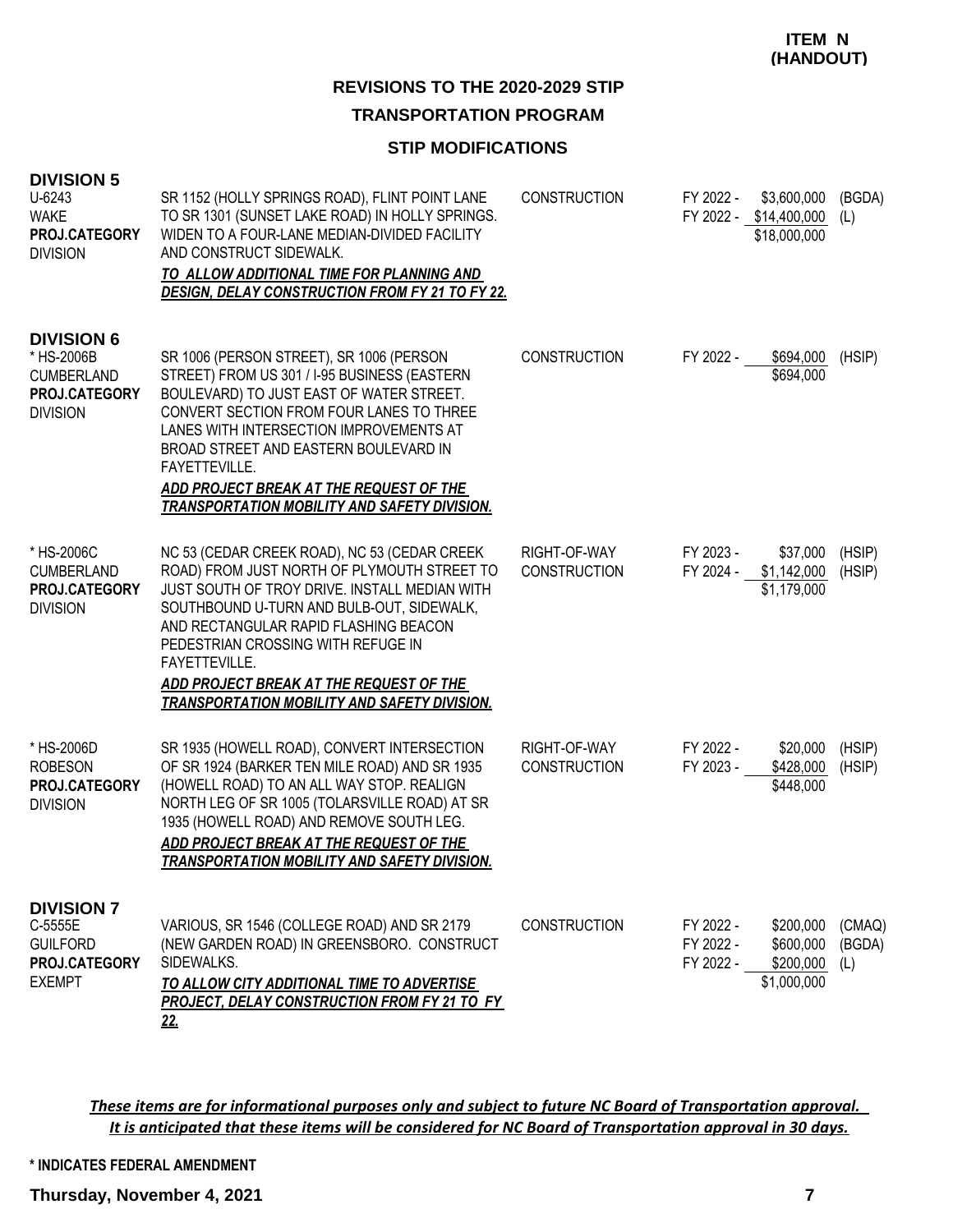**ITEM N (HANDOUT)**

## REVISIONS TO THE 2020-2029 STIP

### TRANSPORTATION PROGRAM

### STIP MODIFICATIONS

**DIVISION 5**

| | | | | | |
|---|---|---|---|---|---|
| U-6243<br>WAKE<br>**PROJ.CATEGORY**<br>DIVISION | SR 1152 (HOLLY SPRINGS ROAD), FLINT POINT LANE TO SR 1301 (SUNSET LAKE ROAD) IN HOLLY SPRINGS. WIDEN TO A FOUR-LANE MEDIAN-DIVIDED FACILITY AND CONSTRUCT SIDEWALK.<br>***TO ALLOW ADDITIONAL TIME FOR PLANNING AND DESIGN, DELAY CONSTRUCTION FROM FY 21 TO FY 22.*** | CONSTRUCTION | FY 2022 -<br>FY 2022 - | $3,600,000<br>$14,400,000<br>$18,000,000 | (BGDA)<br>(L) |

**DIVISION 6**

| | | | | | |
|---|---|---|---|---|---|
| * HS-2006B<br>CUMBERLAND<br>**PROJ.CATEGORY**<br>DIVISION | SR 1006 (PERSON STREET), SR 1006 (PERSON STREET) FROM US 301 / I-95 BUSINESS (EASTERN BOULEVARD) TO JUST EAST OF WATER STREET. CONVERT SECTION FROM FOUR LANES TO THREE LANES WITH INTERSECTION IMPROVEMENTS AT BROAD STREET AND EASTERN BOULEVARD IN FAYETTEVILLE.<br>***ADD PROJECT BREAK AT THE REQUEST OF THE TRANSPORTATION MOBILITY AND SAFETY DIVISION.*** | CONSTRUCTION | FY 2022 - | $694,000<br>$694,000 | (HSIP) |
| * HS-2006C<br>CUMBERLAND<br>**PROJ.CATEGORY**<br>DIVISION | NC 53 (CEDAR CREEK ROAD), NC 53 (CEDAR CREEK ROAD) FROM JUST NORTH OF PLYMOUTH STREET TO JUST SOUTH OF TROY DRIVE. INSTALL MEDIAN WITH SOUTHBOUND U-TURN AND BULB-OUT, SIDEWALK, AND RECTANGULAR RAPID FLASHING BEACON PEDESTRIAN CROSSING WITH REFUGE IN FAYETTEVILLE.<br>***ADD PROJECT BREAK AT THE REQUEST OF THE TRANSPORTATION MOBILITY AND SAFETY DIVISION.*** | RIGHT-OF-WAY<br>CONSTRUCTION | FY 2023 -<br>FY 2024 - | $37,000<br>$1,142,000<br>$1,179,000 | (HSIP)<br>(HSIP) |
| * HS-2006D<br>ROBESON<br>**PROJ.CATEGORY**<br>DIVISION | SR 1935 (HOWELL ROAD), CONVERT INTERSECTION OF SR 1924 (BARKER TEN MILE ROAD) AND SR 1935 (HOWELL ROAD) TO AN ALL WAY STOP. REALIGN NORTH LEG OF SR 1005 (TOLARSVILLE ROAD) AT SR 1935 (HOWELL ROAD) AND REMOVE SOUTH LEG.<br>***ADD PROJECT BREAK AT THE REQUEST OF THE TRANSPORTATION MOBILITY AND SAFETY DIVISION.*** | RIGHT-OF-WAY<br>CONSTRUCTION | FY 2022 -<br>FY 2023 - | $20,000<br>$428,000<br>$448,000 | (HSIP)<br>(HSIP) |

**DIVISION 7**

| | | | | | |
|---|---|---|---|---|---|
| C-5555E<br>GUILFORD<br>**PROJ.CATEGORY**<br>EXEMPT | VARIOUS, SR 1546 (COLLEGE ROAD) AND SR 2179 (NEW GARDEN ROAD) IN GREENSBORO. CONSTRUCT SIDEWALKS.<br>***TO ALLOW CITY ADDITIONAL TIME TO ADVERTISE PROJECT, DELAY CONSTRUCTION FROM FY 21 TO FY 22.*** | CONSTRUCTION | FY 2022 -<br>FY 2022 -<br>FY 2022 - | $200,000<br>$600,000<br>$200,000<br>$1,000,000 | (CMAQ)<br>(BGDA)<br>(L) |

***These items are for informational purposes only and subject to future NC Board of Transportation approval. It is anticipated that these items will be considered for NC Board of Transportation approval in 30 days.***

**\* INDICATES FEDERAL AMENDMENT**

**Thursday, November 4, 2021**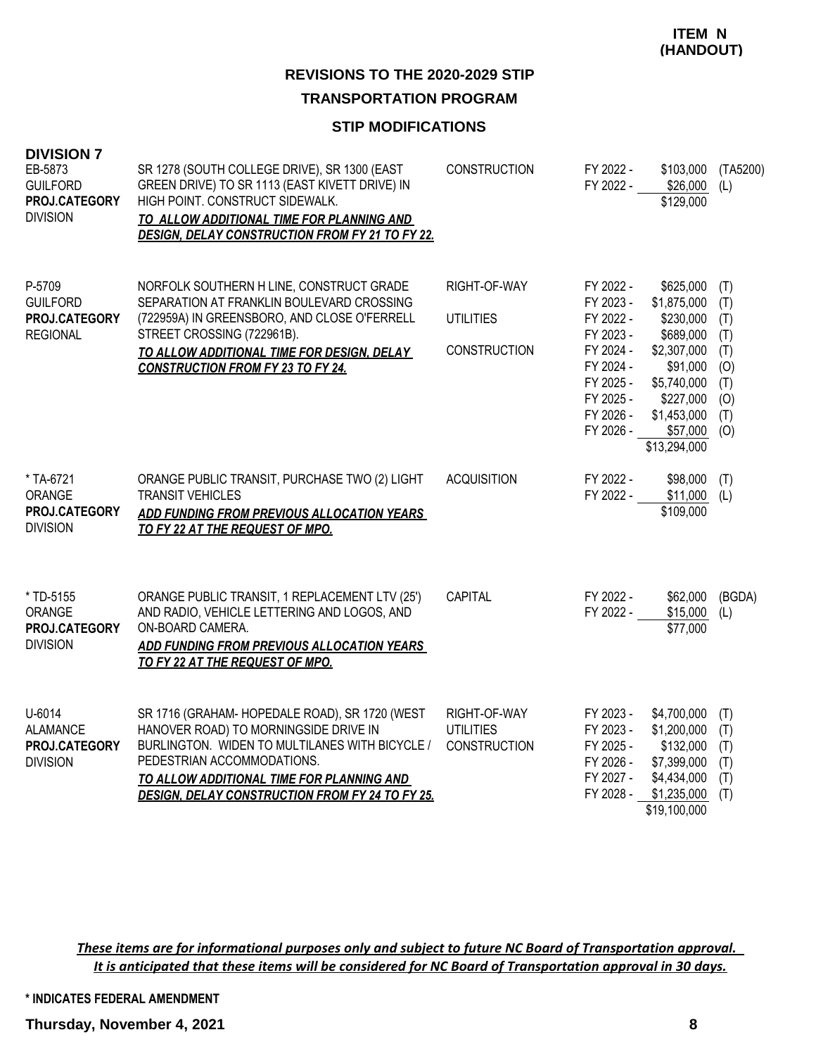**ITEM N (HANDOUT)**

## REVISIONS TO THE 2020-2029 STIP

## TRANSPORTATION PROGRAM

### STIP MODIFICATIONS

### DIVISION 7

| | | | | | |
|---|---|---|---|---|---|
| EB-5873<br>GUILFORD<br>**PROJ.CATEGORY**<br>DIVISION | SR 1278 (SOUTH COLLEGE DRIVE), SR 1300 (EAST GREEN DRIVE) TO SR 1113 (EAST KIVETT DRIVE) IN HIGH POINT. CONSTRUCT SIDEWALK.<br>***TO ALLOW ADDITIONAL TIME FOR PLANNING AND DESIGN, DELAY CONSTRUCTION FROM FY 21 TO FY 22.*** | CONSTRUCTION | FY 2022 -<br>FY 2022 - | \$103,000<br>\$26,000<br>\$129,000 | (TA5200)<br>(L) |
| P-5709<br>GUILFORD<br>**PROJ.CATEGORY**<br>REGIONAL | NORFOLK SOUTHERN H LINE, CONSTRUCT GRADE SEPARATION AT FRANKLIN BOULEVARD CROSSING (722959A) IN GREENSBORO, AND CLOSE O'FERRELL STREET CROSSING (722961B).<br>***TO ALLOW ADDITIONAL TIME FOR DESIGN, DELAY CONSTRUCTION FROM FY 23 TO FY 24.*** | RIGHT-OF-WAY<br><br>UTILITIES<br><br>CONSTRUCTION | FY 2022 -<br>FY 2023 -<br>FY 2022 -<br>FY 2023 -<br>FY 2024 -<br>FY 2024 -<br>FY 2025 -<br>FY 2025 -<br>FY 2026 -<br>FY 2026 - | \$625,000<br>\$1,875,000<br>\$230,000<br>\$689,000<br>\$2,307,000<br>\$91,000<br>\$5,740,000<br>\$227,000<br>\$1,453,000<br>\$57,000<br>\$13,294,000 | (T)<br>(T)<br>(T)<br>(T)<br>(T)<br>(O)<br>(T)<br>(O)<br>(T)<br>(O) |
| * TA-6721<br>ORANGE<br>**PROJ.CATEGORY**<br>DIVISION | ORANGE PUBLIC TRANSIT, PURCHASE TWO (2) LIGHT TRANSIT VEHICLES<br>***ADD FUNDING FROM PREVIOUS ALLOCATION YEARS TO FY 22 AT THE REQUEST OF MPO.*** | ACQUISITION | FY 2022 -<br>FY 2022 - | \$98,000<br>\$11,000<br>\$109,000 | (T)<br>(L) |
| * TD-5155<br>ORANGE<br>**PROJ.CATEGORY**<br>DIVISION | ORANGE PUBLIC TRANSIT, 1 REPLACEMENT LTV (25') AND RADIO, VEHICLE LETTERING AND LOGOS, AND ON-BOARD CAMERA.<br>***ADD FUNDING FROM PREVIOUS ALLOCATION YEARS TO FY 22 AT THE REQUEST OF MPO.*** | CAPITAL | FY 2022 -<br>FY 2022 - | \$62,000<br>\$15,000<br>\$77,000 | (BGDA)<br>(L) |
| U-6014<br>ALAMANCE<br>**PROJ.CATEGORY**<br>DIVISION | SR 1716 (GRAHAM- HOPEDALE ROAD), SR 1720 (WEST HANOVER ROAD) TO MORNINGSIDE DRIVE IN BURLINGTON. WIDEN TO MULTILANES WITH BICYCLE / PEDESTRIAN ACCOMMODATIONS.<br>***TO ALLOW ADDITIONAL TIME FOR PLANNING AND DESIGN, DELAY CONSTRUCTION FROM FY 24 TO FY 25.*** | RIGHT-OF-WAY<br>UTILITIES<br>CONSTRUCTION | FY 2023 -<br>FY 2023 -<br>FY 2025 -<br>FY 2026 -<br>FY 2027 -<br>FY 2028 - | \$4,700,000<br>\$1,200,000<br>\$132,000<br>\$7,399,000<br>\$4,434,000<br>\$1,235,000<br>\$19,100,000 | (T)<br>(T)<br>(T)<br>(T)<br>(T)<br>(T) |

***These items are for informational purposes only and subject to future NC Board of Transportation approval. It is anticipated that these items will be considered for NC Board of Transportation approval in 30 days.***

**\* INDICATES FEDERAL AMENDMENT**

**Thursday, November 4, 2021**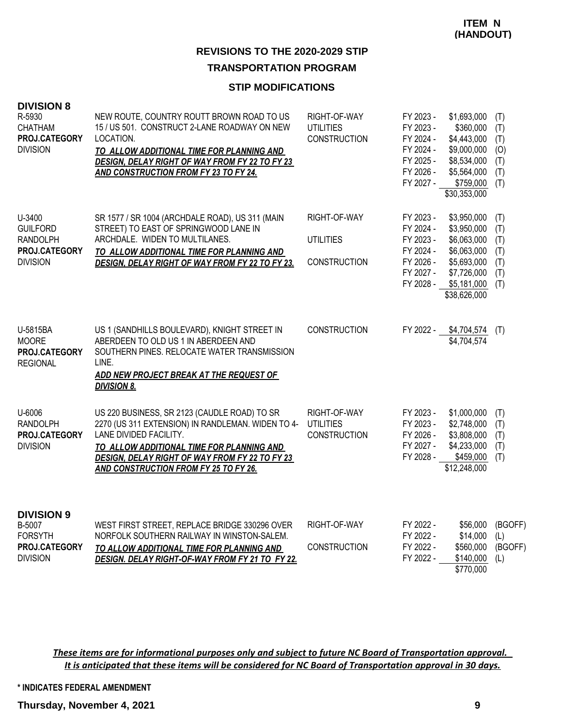**ITEM N (HANDOUT)**

# REVISIONS TO THE 2020-2029 STIP

## TRANSPORTATION PROGRAM

### STIP MODIFICATIONS

**DIVISION 8**

| | | | | | |
|---|---|---|---|---|---|
| R-5930<br>CHATHAM<br>**PROJ.CATEGORY**<br>DIVISION | NEW ROUTE, COUNTRY ROUTT BROWN ROAD TO US 15 / US 501. CONSTRUCT 2-LANE ROADWAY ON NEW LOCATION.<br>***TO ALLOW ADDITIONAL TIME FOR PLANNING AND DESIGN, DELAY RIGHT OF WAY FROM FY 22 TO FY 23 AND CONSTRUCTION FROM FY 23 TO FY 24.*** | RIGHT-OF-WAY<br>UTILITIES<br>CONSTRUCTION | FY 2023 -<br>FY 2023 -<br>FY 2024 -<br>FY 2024 -<br>FY 2025 -<br>FY 2026 -<br>FY 2027 - | $1,693,000<br>$360,000<br>$4,443,000<br>$9,000,000<br>$8,534,000<br>$5,564,000<br>$759,000<br>$30,353,000 | (T)<br>(T)<br>(T)<br>(O)<br>(T)<br>(T)<br>(T) |
| U-3400<br>GUILFORD<br>RANDOLPH<br>**PROJ.CATEGORY**<br>DIVISION | SR 1577 / SR 1004 (ARCHDALE ROAD), US 311 (MAIN STREET) TO EAST OF SPRINGWOOD LANE IN ARCHDALE. WIDEN TO MULTILANES.<br>***TO ALLOW ADDITIONAL TIME FOR PLANNING AND DESIGN, DELAY RIGHT OF WAY FROM FY 22 TO FY 23.*** | RIGHT-OF-WAY<br><br>UTILITIES<br><br>CONSTRUCTION | FY 2023 -<br>FY 2024 -<br>FY 2023 -<br>FY 2024 -<br>FY 2026 -<br>FY 2027 -<br>FY 2028 - | $3,950,000<br>$3,950,000<br>$6,063,000<br>$6,063,000<br>$5,693,000<br>$7,726,000<br>$5,181,000<br>$38,626,000 | (T)<br>(T)<br>(T)<br>(T)<br>(T)<br>(T)<br>(T) |
| U-5815BA<br>MOORE<br>**PROJ.CATEGORY**<br>REGIONAL | US 1 (SANDHILLS BOULEVARD), KNIGHT STREET IN ABERDEEN TO OLD US 1 IN ABERDEEN AND SOUTHERN PINES. RELOCATE WATER TRANSMISSION LINE.<br>***ADD NEW PROJECT BREAK AT THE REQUEST OF DIVISION 8.*** | CONSTRUCTION | FY 2022 - | $4,704,574<br>$4,704,574 | (T) |
| U-6006<br>RANDOLPH<br>**PROJ.CATEGORY**<br>DIVISION | US 220 BUSINESS, SR 2123 (CAUDLE ROAD) TO SR 2270 (US 311 EXTENSION) IN RANDLEMAN. WIDEN TO 4-LANE DIVIDED FACILITY.<br>***TO ALLOW ADDITIONAL TIME FOR PLANNING AND DESIGN, DELAY RIGHT OF WAY FROM FY 22 TO FY 23 AND CONSTRUCTION FROM FY 25 TO FY 26.*** | RIGHT-OF-WAY<br>UTILITIES<br>CONSTRUCTION | FY 2023 -<br>FY 2023 -<br>FY 2026 -<br>FY 2027 -<br>FY 2028 - | $1,000,000<br>$2,748,000<br>$3,808,000<br>$4,233,000<br>$459,000<br>$12,248,000 | (T)<br>(T)<br>(T)<br>(T)<br>(T) |

**DIVISION 9**

| | | | | | |
|---|---|---|---|---|---|
| B-5007<br>FORSYTH<br>**PROJ.CATEGORY**<br>DIVISION | WEST FIRST STREET, REPLACE BRIDGE 330296 OVER NORFOLK SOUTHERN RAILWAY IN WINSTON-SALEM.<br>***TO ALLOW ADDITIONAL TIME FOR PLANNING AND DESIGN. DELAY RIGHT-OF-WAY FROM FY 21 TO FY 22.*** | RIGHT-OF-WAY<br><br>CONSTRUCTION | FY 2022 -<br>FY 2022 -<br>FY 2022 -<br>FY 2022 - | $56,000<br>$14,000<br>$560,000<br>$140,000<br>$770,000 | (BGOFF)<br>(L)<br>(BGOFF)<br>(L) |

***These items are for informational purposes only and subject to future NC Board of Transportation approval. It is anticipated that these items will be considered for NC Board of Transportation approval in 30 days.***

**\* INDICATES FEDERAL AMENDMENT**

**Thursday, November 4, 2021**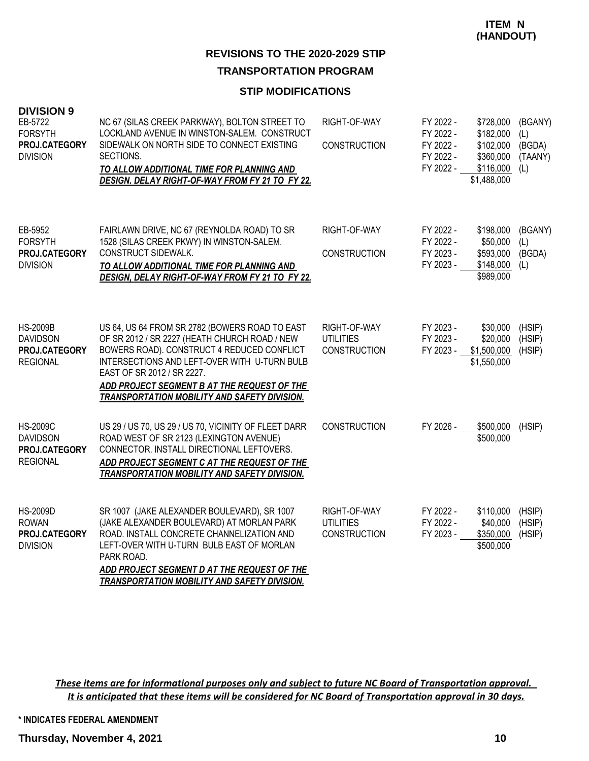**ITEM N (HANDOUT)**

## REVISIONS TO THE 2020-2029 STIP

## TRANSPORTATION PROGRAM

### STIP MODIFICATIONS

### DIVISION 9

| | | | | | |
|---|---|---|---|---|---|
| EB-5722<br>FORSYTH<br>**PROJ.CATEGORY**<br>DIVISION | NC 67 (SILAS CREEK PARKWAY), BOLTON STREET TO LOCKLAND AVENUE IN WINSTON-SALEM. CONSTRUCT SIDEWALK ON NORTH SIDE TO CONNECT EXISTING SECTIONS.<br>***TO ALLOW ADDITIONAL TIME FOR PLANNING AND DESIGN. DELAY RIGHT-OF-WAY FROM FY 21 TO FY 22.*** | RIGHT-OF-WAY<br><br>CONSTRUCTION | FY 2022 -<br>FY 2022 -<br>FY 2022 -<br>FY 2022 -<br>FY 2022 - | \$728,000<br>\$182,000<br>\$102,000<br>\$360,000<br>\$116,000<br>\$1,488,000 | (BGANY)<br>(L)<br>(BGDA)<br>(TAANY)<br>(L) |
| EB-5952<br>FORSYTH<br>**PROJ.CATEGORY**<br>DIVISION | FAIRLAWN DRIVE, NC 67 (REYNOLDA ROAD) TO SR 1528 (SILAS CREEK PKWY) IN WINSTON-SALEM. CONSTRUCT SIDEWALK.<br>***TO ALLOW ADDITIONAL TIME FOR PLANNING AND DESIGN, DELAY RIGHT-OF-WAY FROM FY 21 TO FY 22.*** | RIGHT-OF-WAY<br><br>CONSTRUCTION | FY 2022 -<br>FY 2022 -<br>FY 2023 -<br>FY 2023 - | \$198,000<br>\$50,000<br>\$593,000<br>\$148,000<br>\$989,000 | (BGANY)<br>(L)<br>(BGDA)<br>(L) |
| HS-2009B<br>DAVIDSON<br>**PROJ.CATEGORY**<br>REGIONAL | US 64, US 64 FROM SR 2782 (BOWERS ROAD TO EAST OF SR 2012 / SR 2227 (HEATH CHURCH ROAD / NEW BOWERS ROAD). CONSTRUCT 4 REDUCED CONFLICT INTERSECTIONS AND LEFT-OVER WITH U-TURN BULB EAST OF SR 2012 / SR 2227.<br>***ADD PROJECT SEGMENT B AT THE REQUEST OF THE TRANSPORTATION MOBILITY AND SAFETY DIVISION.*** | RIGHT-OF-WAY<br>UTILITIES<br>CONSTRUCTION | FY 2023 -<br>FY 2023 -<br>FY 2023 - | \$30,000<br>\$20,000<br>\$1,500,000<br>\$1,550,000 | (HSIP)<br>(HSIP)<br>(HSIP) |
| HS-2009C<br>DAVIDSON<br>**PROJ.CATEGORY**<br>REGIONAL | US 29 / US 70, US 29 / US 70, VICINITY OF FLEET DARR ROAD WEST OF SR 2123 (LEXINGTON AVENUE) CONNECTOR. INSTALL DIRECTIONAL LEFTOVERS.<br>***ADD PROJECT SEGMENT C AT THE REQUEST OF THE TRANSPORTATION MOBILITY AND SAFETY DIVISION.*** | CONSTRUCTION | FY 2026 - | \$500,000<br>\$500,000 | (HSIP) |
| HS-2009D<br>ROWAN<br>**PROJ.CATEGORY**<br>DIVISION | SR 1007 (JAKE ALEXANDER BOULEVARD), SR 1007 (JAKE ALEXANDER BOULEVARD) AT MORLAN PARK ROAD. INSTALL CONCRETE CHANNELIZATION AND LEFT-OVER WITH U-TURN BULB EAST OF MORLAN PARK ROAD.<br>***ADD PROJECT SEGMENT D AT THE REQUEST OF THE TRANSPORTATION MOBILITY AND SAFETY DIVISION.*** | RIGHT-OF-WAY<br>UTILITIES<br>CONSTRUCTION | FY 2022 -<br>FY 2022 -<br>FY 2023 - | \$110,000<br>\$40,000<br>\$350,000<br>\$500,000 | (HSIP)<br>(HSIP)<br>(HSIP) |

***These items are for informational purposes only and subject to future NC Board of Transportation approval. It is anticipated that these items will be considered for NC Board of Transportation approval in 30 days.***

**\* INDICATES FEDERAL AMENDMENT**

**Thursday, November 4, 2021**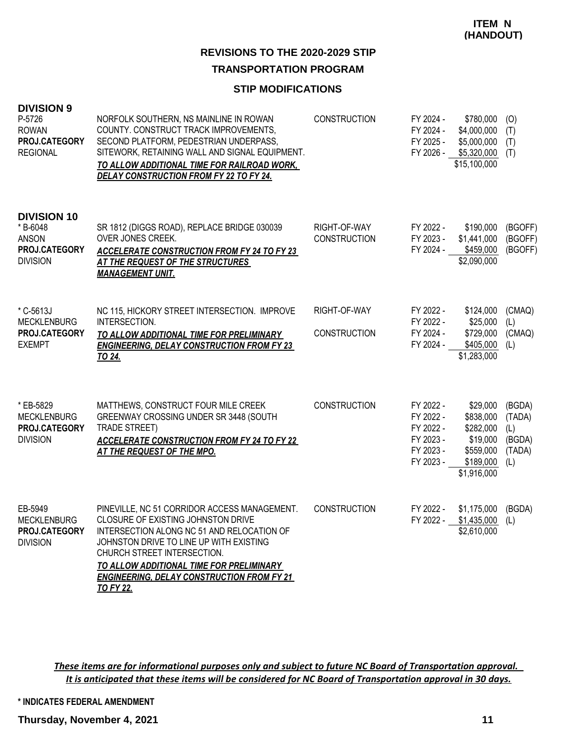**ITEM N (HANDOUT)**

## REVISIONS TO THE 2020-2029 STIP

## TRANSPORTATION PROGRAM

### STIP MODIFICATIONS

### DIVISION 9

| | | | | | |
|---|---|---|---|---|---|
| P-5726<br>ROWAN<br>**PROJ.CATEGORY**<br>REGIONAL | NORFOLK SOUTHERN, NS MAINLINE IN ROWAN COUNTY. CONSTRUCT TRACK IMPROVEMENTS, SECOND PLATFORM, PEDESTRIAN UNDERPASS, SITEWORK, RETAINING WALL AND SIGNAL EQUIPMENT.<br>***TO ALLOW ADDITIONAL TIME FOR RAILROAD WORK, DELAY CONSTRUCTION FROM FY 22 TO FY 24.*** | CONSTRUCTION | FY 2024 -<br>FY 2024 -<br>FY 2025 -<br>FY 2026 - | \$780,000<br>\$4,000,000<br>\$5,000,000<br>\$5,320,000<br>\$15,100,000 | (O)<br>(T)<br>(T)<br>(T) |

### DIVISION 10

| | | | | | |
|---|---|---|---|---|---|
| * B-6048<br>ANSON<br>**PROJ.CATEGORY**<br>DIVISION | SR 1812 (DIGGS ROAD), REPLACE BRIDGE 030039 OVER JONES CREEK.<br>***ACCELERATE CONSTRUCTION FROM FY 24 TO FY 23 AT THE REQUEST OF THE STRUCTURES MANAGEMENT UNIT.*** | RIGHT-OF-WAY<br>CONSTRUCTION | FY 2022 -<br>FY 2023 -<br>FY 2024 - | \$190,000<br>\$1,441,000<br>\$459,000<br>\$2,090,000 | (BGOFF)<br>(BGOFF)<br>(BGOFF) |
| * C-5613J<br>MECKLENBURG<br>**PROJ.CATEGORY**<br>EXEMPT | NC 115, HICKORY STREET INTERSECTION. IMPROVE INTERSECTION.<br>***TO ALLOW ADDITIONAL TIME FOR PRELIMINARY ENGINEERING, DELAY CONSTRUCTION FROM FY 23 TO 24.*** | RIGHT-OF-WAY<br><br>CONSTRUCTION | FY 2022 -<br>FY 2022 -<br>FY 2024 -<br>FY 2024 - | \$124,000<br>\$25,000<br>\$729,000<br>\$405,000<br>\$1,283,000 | (CMAQ)<br>(L)<br>(CMAQ)<br>(L) |
| * EB-5829<br>MECKLENBURG<br>**PROJ.CATEGORY**<br>DIVISION | MATTHEWS, CONSTRUCT FOUR MILE CREEK GREENWAY CROSSING UNDER SR 3448 (SOUTH TRADE STREET)<br>***ACCELERATE CONSTRUCTION FROM FY 24 TO FY 22 AT THE REQUEST OF THE MPO.*** | CONSTRUCTION | FY 2022 -<br>FY 2022 -<br>FY 2022 -<br>FY 2023 -<br>FY 2023 -<br>FY 2023 - | \$29,000<br>\$838,000<br>\$282,000<br>\$19,000<br>\$559,000<br>\$189,000<br>\$1,916,000 | (BGDA)<br>(TADA)<br>(L)<br>(BGDA)<br>(TADA)<br>(L) |
| EB-5949<br>MECKLENBURG<br>**PROJ.CATEGORY**<br>DIVISION | PINEVILLE, NC 51 CORRIDOR ACCESS MANAGEMENT. CLOSURE OF EXISTING JOHNSTON DRIVE INTERSECTION ALONG NC 51 AND RELOCATION OF JOHNSTON DRIVE TO LINE UP WITH EXISTING CHURCH STREET INTERSECTION.<br>***TO ALLOW ADDITIONAL TIME FOR PRELIMINARY ENGINEERING, DELAY CONSTRUCTION FROM FY 21 TO FY 22.*** | CONSTRUCTION | FY 2022 -<br>FY 2022 - | \$1,175,000<br>\$1,435,000<br>\$2,610,000 | (BGDA)<br>(L) |

***These items are for informational purposes only and subject to future NC Board of Transportation approval. It is anticipated that these items will be considered for NC Board of Transportation approval in 30 days.***

**\* INDICATES FEDERAL AMENDMENT**

**Thursday, November 4, 2021**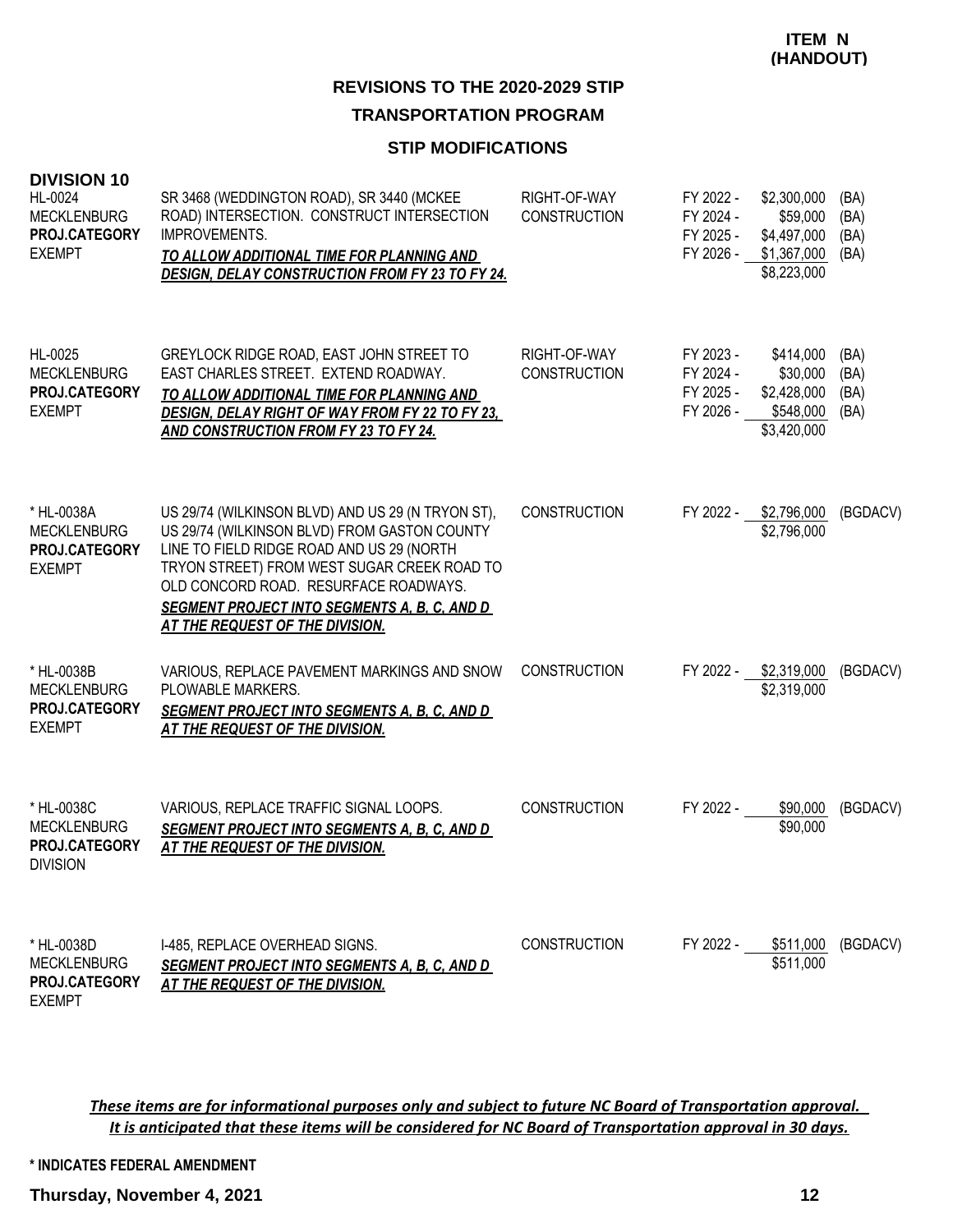**ITEM N (HANDOUT)**

# REVISIONS TO THE 2020-2029 STIP

## TRANSPORTATION PROGRAM

### STIP MODIFICATIONS

**DIVISION 10**

| | | | | | |
|---|---|---|---|---|---|
| HL-0024<br>MECKLENBURG<br>**PROJ.CATEGORY**<br>EXEMPT | SR 3468 (WEDDINGTON ROAD), SR 3440 (MCKEE ROAD) INTERSECTION. CONSTRUCT INTERSECTION IMPROVEMENTS.<br>***TO ALLOW ADDITIONAL TIME FOR PLANNING AND DESIGN, DELAY CONSTRUCTION FROM FY 23 TO FY 24.*** | RIGHT-OF-WAY<br>CONSTRUCTION | FY 2022 -<br>FY 2024 -<br>FY 2025 -<br>FY 2026 - | \$2,300,000<br>\$59,000<br>\$4,497,000<br>\$1,367,000<br>\$8,223,000 | (BA)<br>(BA)<br>(BA)<br>(BA) |
| HL-0025<br>MECKLENBURG<br>**PROJ.CATEGORY**<br>EXEMPT | GREYLOCK RIDGE ROAD, EAST JOHN STREET TO EAST CHARLES STREET. EXTEND ROADWAY.<br>***TO ALLOW ADDITIONAL TIME FOR PLANNING AND DESIGN, DELAY RIGHT OF WAY FROM FY 22 TO FY 23, AND CONSTRUCTION FROM FY 23 TO FY 24.*** | RIGHT-OF-WAY<br>CONSTRUCTION | FY 2023 -<br>FY 2024 -<br>FY 2025 -<br>FY 2026 - | \$414,000<br>\$30,000<br>\$2,428,000<br>\$548,000<br>\$3,420,000 | (BA)<br>(BA)<br>(BA)<br>(BA) |
| * HL-0038A<br>MECKLENBURG<br>**PROJ.CATEGORY**<br>EXEMPT | US 29/74 (WILKINSON BLVD) AND US 29 (N TRYON ST), US 29/74 (WILKINSON BLVD) FROM GASTON COUNTY LINE TO FIELD RIDGE ROAD AND US 29 (NORTH TRYON STREET) FROM WEST SUGAR CREEK ROAD TO OLD CONCORD ROAD. RESURFACE ROADWAYS.<br>***SEGMENT PROJECT INTO SEGMENTS A, B, C, AND D AT THE REQUEST OF THE DIVISION.*** | CONSTRUCTION | FY 2022 - | \$2,796,000<br>\$2,796,000 | (BGDACV) |
| * HL-0038B<br>MECKLENBURG<br>**PROJ.CATEGORY**<br>EXEMPT | VARIOUS, REPLACE PAVEMENT MARKINGS AND SNOW PLOWABLE MARKERS.<br>***SEGMENT PROJECT INTO SEGMENTS A, B, C, AND D AT THE REQUEST OF THE DIVISION.*** | CONSTRUCTION | FY 2022 - | \$2,319,000<br>\$2,319,000 | (BGDACV) |
| * HL-0038C<br>MECKLENBURG<br>**PROJ.CATEGORY**<br>DIVISION | VARIOUS, REPLACE TRAFFIC SIGNAL LOOPS.<br>***SEGMENT PROJECT INTO SEGMENTS A, B, C, AND D AT THE REQUEST OF THE DIVISION.*** | CONSTRUCTION | FY 2022 - | \$90,000<br>\$90,000 | (BGDACV) |
| * HL-0038D<br>MECKLENBURG<br>**PROJ.CATEGORY**<br>EXEMPT | I-485, REPLACE OVERHEAD SIGNS.<br>***SEGMENT PROJECT INTO SEGMENTS A, B, C, AND D AT THE REQUEST OF THE DIVISION.*** | CONSTRUCTION | FY 2022 - | \$511,000<br>\$511,000 | (BGDACV) |

***These items are for informational purposes only and subject to future NC Board of Transportation approval. It is anticipated that these items will be considered for NC Board of Transportation approval in 30 days.***

**\* INDICATES FEDERAL AMENDMENT**

**Thursday, November 4, 2021**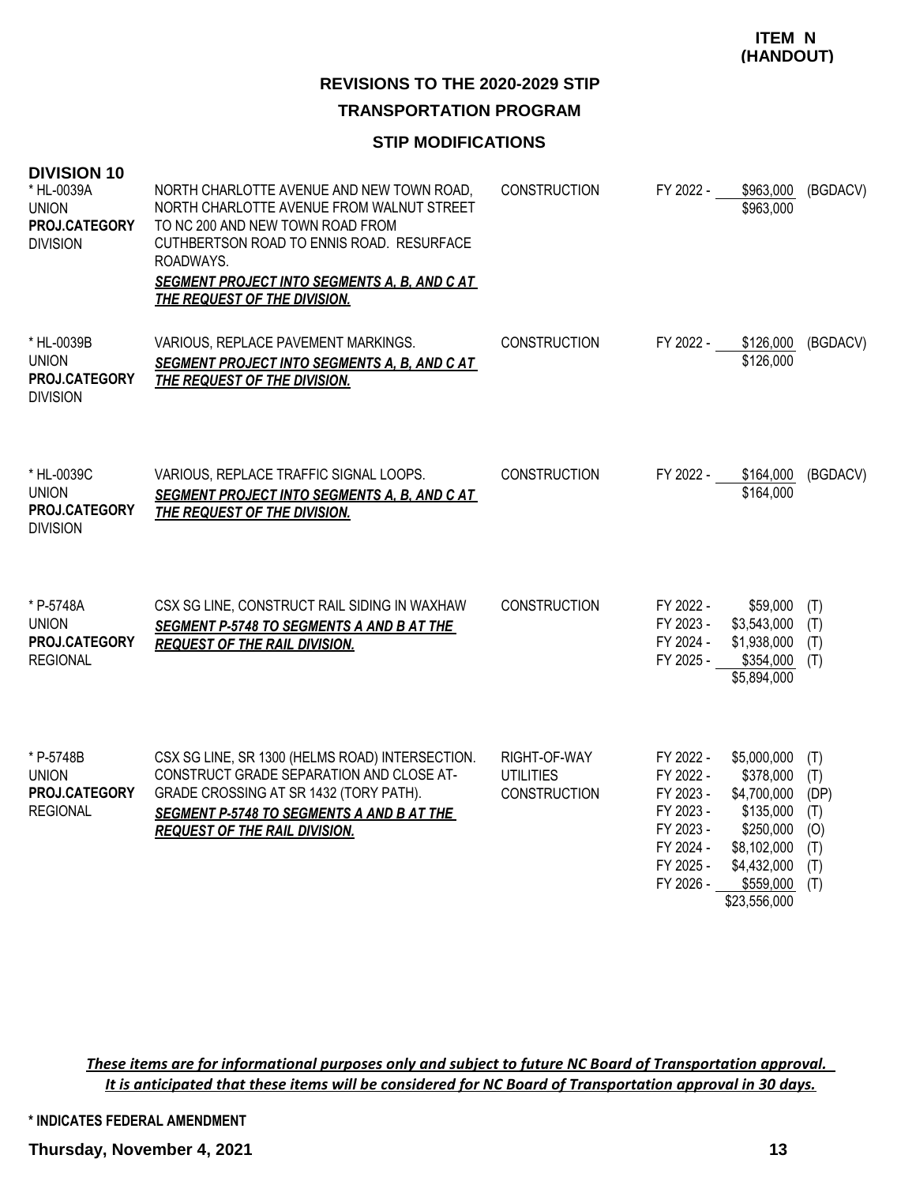**ITEM N (HANDOUT)**

# REVISIONS TO THE 2020-2029 STIP

## TRANSPORTATION PROGRAM

### STIP MODIFICATIONS

**DIVISION 10**

| | | | | | |
|---|---|---|---|---|---|
| * HL-0039A<br>UNION<br>**PROJ.CATEGORY**<br>DIVISION | NORTH CHARLOTTE AVENUE AND NEW TOWN ROAD, NORTH CHARLOTTE AVENUE FROM WALNUT STREET TO NC 200 AND NEW TOWN ROAD FROM CUTHBERTSON ROAD TO ENNIS ROAD. RESURFACE ROADWAYS.<br>***SEGMENT PROJECT INTO SEGMENTS A, B, AND C AT THE REQUEST OF THE DIVISION.*** | CONSTRUCTION | FY 2022 - | $963,000 | (BGDACV) |
| | | | | $963,000 | |
| * HL-0039B<br>UNION<br>**PROJ.CATEGORY**<br>DIVISION | VARIOUS, REPLACE PAVEMENT MARKINGS.<br>***SEGMENT PROJECT INTO SEGMENTS A, B, AND C AT THE REQUEST OF THE DIVISION.*** | CONSTRUCTION | FY 2022 - | $126,000 | (BGDACV) |
| | | | | $126,000 | |
| * HL-0039C<br>UNION<br>**PROJ.CATEGORY**<br>DIVISION | VARIOUS, REPLACE TRAFFIC SIGNAL LOOPS.<br>***SEGMENT PROJECT INTO SEGMENTS A, B, AND C AT THE REQUEST OF THE DIVISION.*** | CONSTRUCTION | FY 2022 - | $164,000 | (BGDACV) |
| | | | | $164,000 | |
| * P-5748A<br>UNION<br>**PROJ.CATEGORY**<br>REGIONAL | CSX SG LINE, CONSTRUCT RAIL SIDING IN WAXHAW<br>***SEGMENT P-5748 TO SEGMENTS A AND B AT THE REQUEST OF THE RAIL DIVISION.*** | CONSTRUCTION | FY 2022 - | $59,000 | (T) |
| | | | FY 2023 - | $3,543,000 | (T) |
| | | | FY 2024 - | $1,938,000 | (T) |
| | | | FY 2025 - | $354,000 | (T) |
| | | | | $5,894,000 | |
| * P-5748B<br>UNION<br>**PROJ.CATEGORY**<br>REGIONAL | CSX SG LINE, SR 1300 (HELMS ROAD) INTERSECTION. CONSTRUCT GRADE SEPARATION AND CLOSE AT-GRADE CROSSING AT SR 1432 (TORY PATH).<br>***SEGMENT P-5748 TO SEGMENTS A AND B AT THE REQUEST OF THE RAIL DIVISION.*** | RIGHT-OF-WAY | FY 2022 - | $5,000,000 | (T) |
| | | UTILITIES | FY 2022 - | $378,000 | (T) |
| | | CONSTRUCTION | FY 2023 - | $4,700,000 | (DP) |
| | | | FY 2023 - | $135,000 | (T) |
| | | | FY 2023 - | $250,000 | (O) |
| | | | FY 2024 - | $8,102,000 | (T) |
| | | | FY 2025 - | $4,432,000 | (T) |
| | | | FY 2026 - | $559,000 | (T) |
| | | | | $23,556,000 | |

*These items are for informational purposes only and subject to future NC Board of Transportation approval. It is anticipated that these items will be considered for NC Board of Transportation approval in 30 days.*

**\* INDICATES FEDERAL AMENDMENT**

**Thursday, November 4, 2021**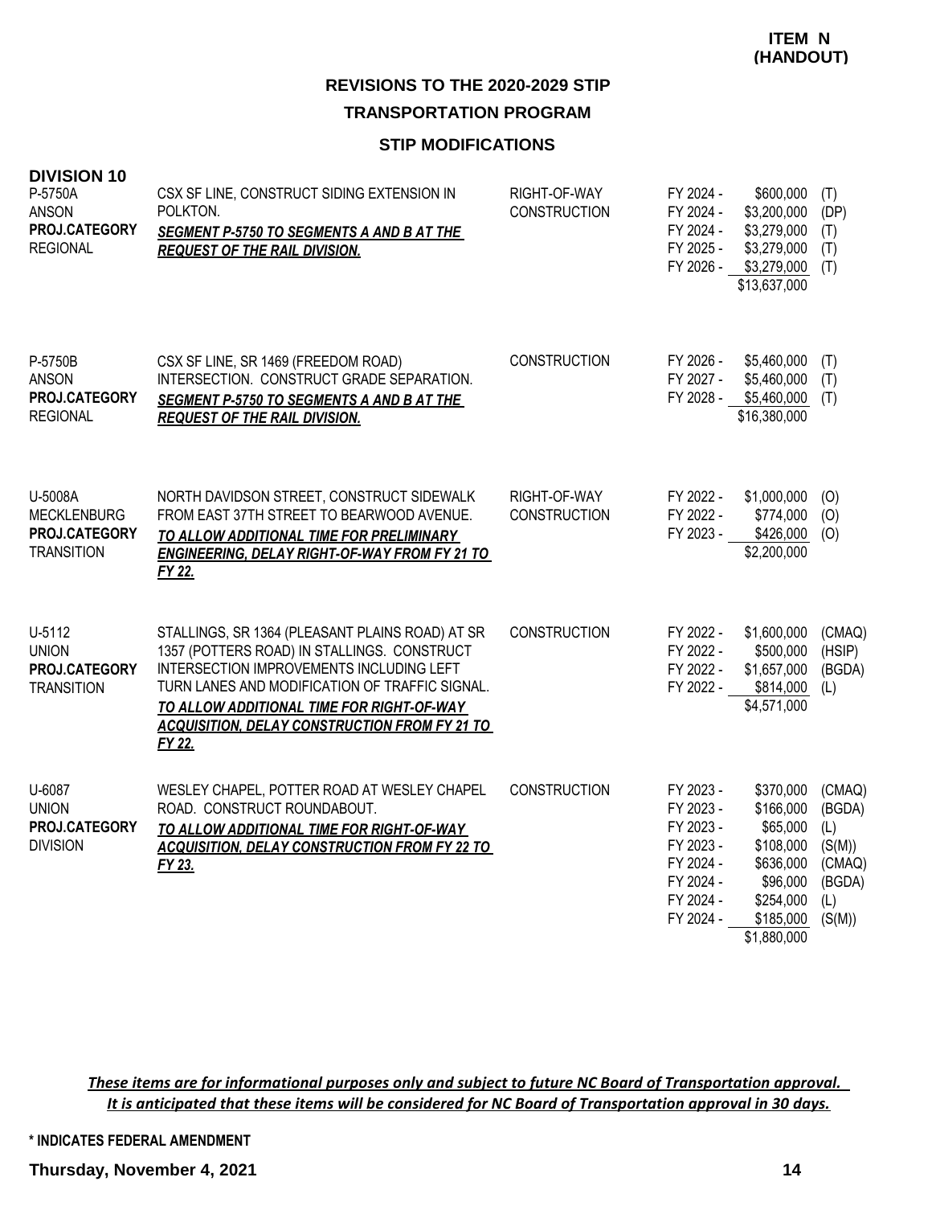**ITEM N (HANDOUT)**

## REVISIONS TO THE 2020-2029 STIP

### TRANSPORTATION PROGRAM

### STIP MODIFICATIONS

**DIVISION 10**

| | | | | | |
|---|---|---|---|---|---|
| P-5750A<br>ANSON<br>**PROJ.CATEGORY**<br>REGIONAL | CSX SF LINE, CONSTRUCT SIDING EXTENSION IN POLKTON.<br>***SEGMENT P-5750 TO SEGMENTS A AND B AT THE REQUEST OF THE RAIL DIVISION.*** | RIGHT-OF-WAY<br>CONSTRUCTION | FY 2024 -<br>FY 2024 -<br>FY 2024 -<br>FY 2025 -<br>FY 2026 - | \$600,000<br>\$3,200,000<br>\$3,279,000<br>\$3,279,000<br>\$3,279,000<br>\$13,637,000 | (T)<br>(DP)<br>(T)<br>(T)<br>(T) |
| P-5750B<br>ANSON<br>**PROJ.CATEGORY**<br>REGIONAL | CSX SF LINE, SR 1469 (FREEDOM ROAD) INTERSECTION. CONSTRUCT GRADE SEPARATION.<br>***SEGMENT P-5750 TO SEGMENTS A AND B AT THE REQUEST OF THE RAIL DIVISION.*** | CONSTRUCTION | FY 2026 -<br>FY 2027 -<br>FY 2028 - | \$5,460,000<br>\$5,460,000<br>\$5,460,000<br>\$16,380,000 | (T)<br>(T)<br>(T) |
| U-5008A<br>MECKLENBURG<br>**PROJ.CATEGORY**<br>TRANSITION | NORTH DAVIDSON STREET, CONSTRUCT SIDEWALK FROM EAST 37TH STREET TO BEARWOOD AVENUE.<br>***TO ALLOW ADDITIONAL TIME FOR PRELIMINARY ENGINEERING, DELAY RIGHT-OF-WAY FROM FY 21 TO FY 22.*** | RIGHT-OF-WAY<br>CONSTRUCTION | FY 2022 -<br>FY 2022 -<br>FY 2023 - | \$1,000,000<br>\$774,000<br>\$426,000<br>\$2,200,000 | (O)<br>(O)<br>(O) |
| U-5112<br>UNION<br>**PROJ.CATEGORY**<br>TRANSITION | STALLINGS, SR 1364 (PLEASANT PLAINS ROAD) AT SR 1357 (POTTERS ROAD) IN STALLINGS. CONSTRUCT INTERSECTION IMPROVEMENTS INCLUDING LEFT TURN LANES AND MODIFICATION OF TRAFFIC SIGNAL.<br>***TO ALLOW ADDITIONAL TIME FOR RIGHT-OF-WAY ACQUISITION, DELAY CONSTRUCTION FROM FY 21 TO FY 22.*** | CONSTRUCTION | FY 2022 -<br>FY 2022 -<br>FY 2022 -<br>FY 2022 - | \$1,600,000<br>\$500,000<br>\$1,657,000<br>\$814,000<br>\$4,571,000 | (CMAQ)<br>(HSIP)<br>(BGDA)<br>(L) |
| U-6087<br>UNION<br>**PROJ.CATEGORY**<br>DIVISION | WESLEY CHAPEL, POTTER ROAD AT WESLEY CHAPEL ROAD. CONSTRUCT ROUNDABOUT.<br>***TO ALLOW ADDITIONAL TIME FOR RIGHT-OF-WAY ACQUISITION, DELAY CONSTRUCTION FROM FY 22 TO FY 23.*** | CONSTRUCTION | FY 2023 -<br>FY 2023 -<br>FY 2023 -<br>FY 2023 -<br>FY 2024 -<br>FY 2024 -<br>FY 2024 -<br>FY 2024 - | \$370,000<br>\$166,000<br>\$65,000<br>\$108,000<br>\$636,000<br>\$96,000<br>\$254,000<br>\$185,000<br>\$1,880,000 | (CMAQ)<br>(BGDA)<br>(L)<br>(S(M))<br>(CMAQ)<br>(BGDA)<br>(L)<br>(S(M)) |

***These items are for informational purposes only and subject to future NC Board of Transportation approval. It is anticipated that these items will be considered for NC Board of Transportation approval in 30 days.***

**\* INDICATES FEDERAL AMENDMENT**

**Thursday, November 4, 2021**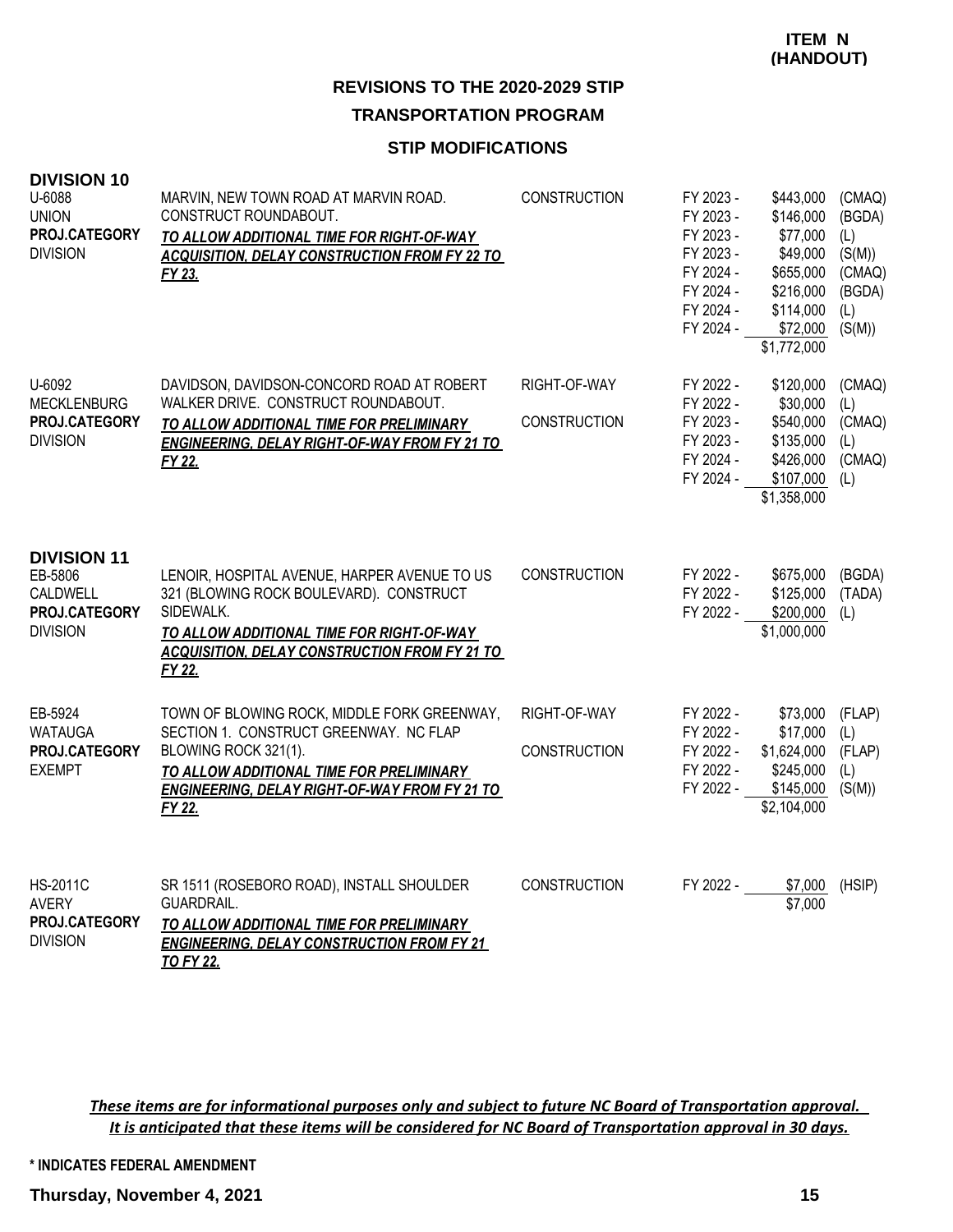**ITEM N (HANDOUT)**

**REVISIONS TO THE 2020-2029 STIP**

**TRANSPORTATION PROGRAM**

**STIP MODIFICATIONS**

## DIVISION 10

| | | | | | |
|---|---|---|---|---|---|
| U-6088<br>UNION<br>**PROJ.CATEGORY**<br>DIVISION | MARVIN, NEW TOWN ROAD AT MARVIN ROAD. CONSTRUCT ROUNDABOUT.<br>***TO ALLOW ADDITIONAL TIME FOR RIGHT-OF-WAY ACQUISITION, DELAY CONSTRUCTION FROM FY 22 TO FY 23.*** | CONSTRUCTION | FY 2023 -<br>FY 2023 -<br>FY 2023 -<br>FY 2023 -<br>FY 2024 -<br>FY 2024 -<br>FY 2024 -<br>FY 2024 - | \$443,000<br>\$146,000<br>\$77,000<br>\$49,000<br>\$655,000<br>\$216,000<br>\$114,000<br>\$72,000<br>\$1,772,000 | (CMAQ)<br>(BGDA)<br>(L)<br>(S(M))<br>(CMAQ)<br>(BGDA)<br>(L)<br>(S(M)) |
| U-6092<br>MECKLENBURG<br>**PROJ.CATEGORY**<br>DIVISION | DAVIDSON, DAVIDSON-CONCORD ROAD AT ROBERT WALKER DRIVE. CONSTRUCT ROUNDABOUT.<br>***TO ALLOW ADDITIONAL TIME FOR PRELIMINARY ENGINEERING, DELAY RIGHT-OF-WAY FROM FY 21 TO FY 22.*** | RIGHT-OF-WAY<br><br>CONSTRUCTION | FY 2022 -<br>FY 2022 -<br>FY 2023 -<br>FY 2023 -<br>FY 2024 -<br>FY 2024 - | \$120,000<br>\$30,000<br>\$540,000<br>\$135,000<br>\$426,000<br>\$107,000<br>\$1,358,000 | (CMAQ)<br>(L)<br>(CMAQ)<br>(L)<br>(CMAQ)<br>(L) |

## DIVISION 11

| | | | | | |
|---|---|---|---|---|---|
| EB-5806<br>CALDWELL<br>**PROJ.CATEGORY**<br>DIVISION | LENOIR, HOSPITAL AVENUE, HARPER AVENUE TO US 321 (BLOWING ROCK BOULEVARD). CONSTRUCT SIDEWALK.<br>***TO ALLOW ADDITIONAL TIME FOR RIGHT-OF-WAY ACQUISITION, DELAY CONSTRUCTION FROM FY 21 TO FY 22.*** | CONSTRUCTION | FY 2022 -<br>FY 2022 -<br>FY 2022 - | \$675,000<br>\$125,000<br>\$200,000<br>\$1,000,000 | (BGDA)<br>(TADA)<br>(L) |
| EB-5924<br>WATAUGA<br>**PROJ.CATEGORY**<br>EXEMPT | TOWN OF BLOWING ROCK, MIDDLE FORK GREENWAY, SECTION 1. CONSTRUCT GREENWAY. NC FLAP BLOWING ROCK 321(1).<br>***TO ALLOW ADDITIONAL TIME FOR PRELIMINARY ENGINEERING, DELAY RIGHT-OF-WAY FROM FY 21 TO FY 22.*** | RIGHT-OF-WAY<br><br>CONSTRUCTION | FY 2022 -<br>FY 2022 -<br>FY 2022 -<br>FY 2022 -<br>FY 2022 - | \$73,000<br>\$17,000<br>\$1,624,000<br>\$245,000<br>\$145,000<br>\$2,104,000 | (FLAP)<br>(L)<br>(FLAP)<br>(L)<br>(S(M)) |
| HS-2011C<br>AVERY<br>**PROJ.CATEGORY**<br>DIVISION | SR 1511 (ROSEBORO ROAD), INSTALL SHOULDER GUARDRAIL.<br>***TO ALLOW ADDITIONAL TIME FOR PRELIMINARY ENGINEERING, DELAY CONSTRUCTION FROM FY 21 TO FY 22.*** | CONSTRUCTION | FY 2022 - | \$7,000<br>\$7,000 | (HSIP) |

*These items are for informational purposes only and subject to future NC Board of Transportation approval. It is anticipated that these items will be considered for NC Board of Transportation approval in 30 days.*

**\* INDICATES FEDERAL AMENDMENT**

**Thursday, November 4, 2021**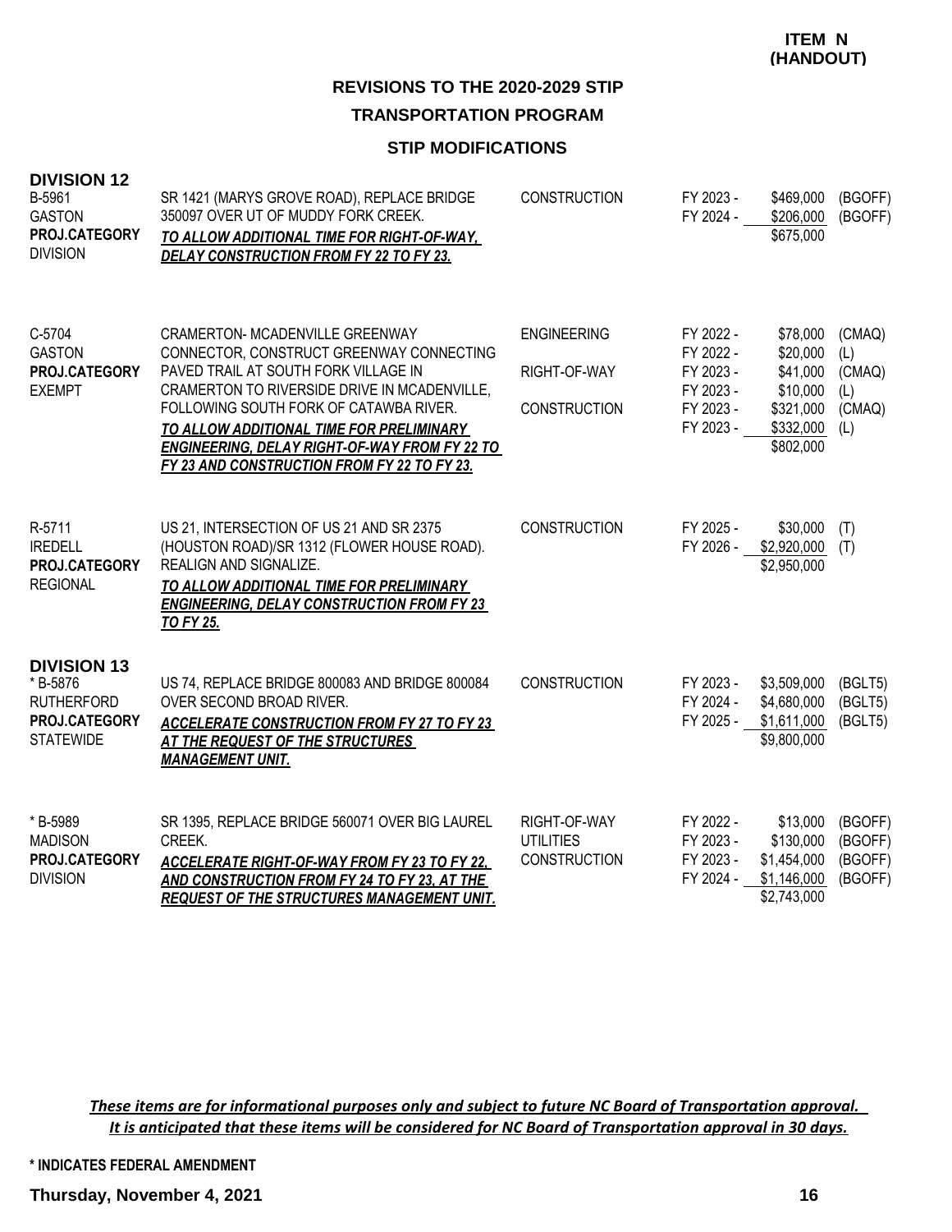**ITEM N (HANDOUT)**

## REVISIONS TO THE 2020-2029 STIP

## TRANSPORTATION PROGRAM

### STIP MODIFICATIONS

### DIVISION 12

| | | | | | |
|---|---|---|---|---|---|
| B-5961<br>GASTON<br>**PROJ.CATEGORY**<br>DIVISION | SR 1421 (MARYS GROVE ROAD), REPLACE BRIDGE 350097 OVER UT OF MUDDY FORK CREEK.<br>***TO ALLOW ADDITIONAL TIME FOR RIGHT-OF-WAY, DELAY CONSTRUCTION FROM FY 22 TO FY 23.*** | CONSTRUCTION | FY 2023 -<br>FY 2024 - | \$469,000<br>\$206,000<br>\$675,000 | (BGOFF)<br>(BGOFF) |
| C-5704<br>GASTON<br>**PROJ.CATEGORY**<br>EXEMPT | CRAMERTON- MCADENVILLE GREENWAY CONNECTOR, CONSTRUCT GREENWAY CONNECTING PAVED TRAIL AT SOUTH FORK VILLAGE IN CRAMERTON TO RIVERSIDE DRIVE IN MCADENVILLE, FOLLOWING SOUTH FORK OF CATAWBA RIVER.<br>***TO ALLOW ADDITIONAL TIME FOR PRELIMINARY ENGINEERING, DELAY RIGHT-OF-WAY FROM FY 22 TO FY 23 AND CONSTRUCTION FROM FY 22 TO FY 23.*** | ENGINEERING<br><br>RIGHT-OF-WAY<br><br>CONSTRUCTION | FY 2022 -<br>FY 2022 -<br>FY 2023 -<br>FY 2023 -<br>FY 2023 -<br>FY 2023 - | \$78,000<br>\$20,000<br>\$41,000<br>\$10,000<br>\$321,000<br>\$332,000<br>\$802,000 | (CMAQ)<br>(L)<br>(CMAQ)<br>(L)<br>(CMAQ)<br>(L) |
| R-5711<br>IREDELL<br>**PROJ.CATEGORY**<br>REGIONAL | US 21, INTERSECTION OF US 21 AND SR 2375 (HOUSTON ROAD)/SR 1312 (FLOWER HOUSE ROAD). REALIGN AND SIGNALIZE.<br>***TO ALLOW ADDITIONAL TIME FOR PRELIMINARY ENGINEERING, DELAY CONSTRUCTION FROM FY 23 TO FY 25.*** | CONSTRUCTION | FY 2025 -<br>FY 2026 - | \$30,000<br>\$2,920,000<br>\$2,950,000 | (T)<br>(T) |

### DIVISION 13

| | | | | | |
|---|---|---|---|---|---|
| * B-5876<br>RUTHERFORD<br>**PROJ.CATEGORY**<br>STATEWIDE | US 74, REPLACE BRIDGE 800083 AND BRIDGE 800084 OVER SECOND BROAD RIVER.<br>***ACCELERATE CONSTRUCTION FROM FY 27 TO FY 23 AT THE REQUEST OF THE STRUCTURES MANAGEMENT UNIT.*** | CONSTRUCTION | FY 2023 -<br>FY 2024 -<br>FY 2025 - | \$3,509,000<br>\$4,680,000<br>\$1,611,000<br>\$9,800,000 | (BGLT5)<br>(BGLT5)<br>(BGLT5) |
| * B-5989<br>MADISON<br>**PROJ.CATEGORY**<br>DIVISION | SR 1395, REPLACE BRIDGE 560071 OVER BIG LAUREL CREEK.<br>***ACCELERATE RIGHT-OF-WAY FROM FY 23 TO FY 22, AND CONSTRUCTION FROM FY 24 TO FY 23, AT THE REQUEST OF THE STRUCTURES MANAGEMENT UNIT.*** | RIGHT-OF-WAY<br>UTILITIES<br>CONSTRUCTION | FY 2022 -<br>FY 2023 -<br>FY 2023 -<br>FY 2024 - | \$13,000<br>\$130,000<br>\$1,454,000<br>\$1,146,000<br>\$2,743,000 | (BGOFF)<br>(BGOFF)<br>(BGOFF)<br>(BGOFF) |

***These items are for informational purposes only and subject to future NC Board of Transportation approval. It is anticipated that these items will be considered for NC Board of Transportation approval in 30 days.***

\* INDICATES FEDERAL AMENDMENT

**Thursday, November 4, 2021**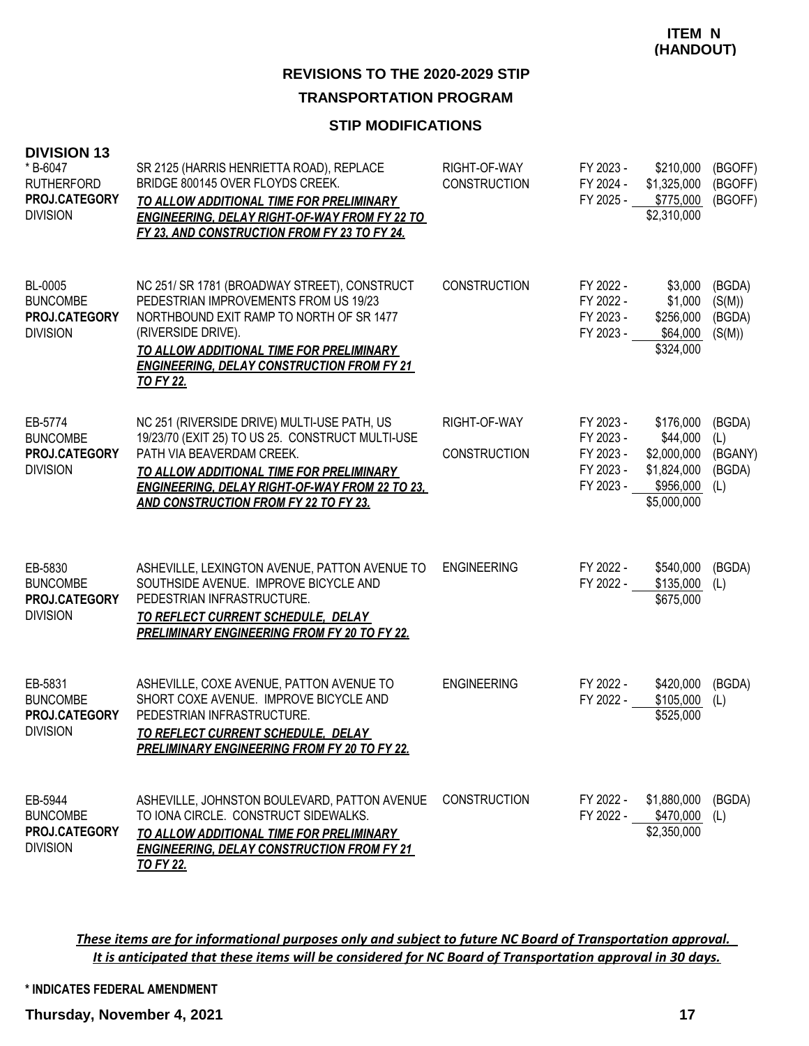**ITEM N (HANDOUT)**

## REVISIONS TO THE 2020-2029 STIP

## TRANSPORTATION PROGRAM

### STIP MODIFICATIONS

### DIVISION 13

| | | | | | |
|---|---|---|---|---|---|
| * B-6047<br>RUTHERFORD<br>**PROJ.CATEGORY**<br>DIVISION | SR 2125 (HARRIS HENRIETTA ROAD), REPLACE BRIDGE 800145 OVER FLOYDS CREEK.<br>***TO ALLOW ADDITIONAL TIME FOR PRELIMINARY ENGINEERING, DELAY RIGHT-OF-WAY FROM FY 22 TO FY 23, AND CONSTRUCTION FROM FY 23 TO FY 24.*** | RIGHT-OF-WAY<br>CONSTRUCTION | FY 2023 -<br>FY 2024 -<br>FY 2025 - | $210,000<br>$1,325,000<br>$775,000<br>$2,310,000 | (BGOFF)<br>(BGOFF)<br>(BGOFF) |
| BL-0005<br>BUNCOMBE<br>**PROJ.CATEGORY**<br>DIVISION | NC 251/ SR 1781 (BROADWAY STREET), CONSTRUCT PEDESTRIAN IMPROVEMENTS FROM US 19/23 NORTHBOUND EXIT RAMP TO NORTH OF SR 1477 (RIVERSIDE DRIVE).<br>***TO ALLOW ADDITIONAL TIME FOR PRELIMINARY ENGINEERING, DELAY CONSTRUCTION FROM FY 21 TO FY 22.*** | CONSTRUCTION | FY 2022 -<br>FY 2022 -<br>FY 2023 -<br>FY 2023 - | $3,000<br>$1,000<br>$256,000<br>$64,000<br>$324,000 | (BGDA)<br>(S(M))<br>(BGDA)<br>(S(M)) |
| EB-5774<br>BUNCOMBE<br>**PROJ.CATEGORY**<br>DIVISION | NC 251 (RIVERSIDE DRIVE) MULTI-USE PATH, US 19/23/70 (EXIT 25) TO US 25. CONSTRUCT MULTI-USE PATH VIA BEAVERDAM CREEK.<br>***TO ALLOW ADDITIONAL TIME FOR PRELIMINARY ENGINEERING, DELAY RIGHT-OF-WAY FROM 22 TO 23, AND CONSTRUCTION FROM FY 22 TO FY 23.*** | RIGHT-OF-WAY<br><br>CONSTRUCTION | FY 2023 -<br>FY 2023 -<br>FY 2023 -<br>FY 2023 -<br>FY 2023 - | $176,000<br>$44,000<br>$2,000,000<br>$1,824,000<br>$956,000<br>$5,000,000 | (BGDA)<br>(L)<br>(BGANY)<br>(BGDA)<br>(L) |
| EB-5830<br>BUNCOMBE<br>**PROJ.CATEGORY**<br>DIVISION | ASHEVILLE, LEXINGTON AVENUE, PATTON AVENUE TO SOUTHSIDE AVENUE. IMPROVE BICYCLE AND PEDESTRIAN INFRASTRUCTURE.<br>***TO REFLECT CURRENT SCHEDULE, DELAY PRELIMINARY ENGINEERING FROM FY 20 TO FY 22.*** | ENGINEERING | FY 2022 -<br>FY 2022 - | $540,000<br>$135,000<br>$675,000 | (BGDA)<br>(L) |
| EB-5831<br>BUNCOMBE<br>**PROJ.CATEGORY**<br>DIVISION | ASHEVILLE, COXE AVENUE, PATTON AVENUE TO SHORT COXE AVENUE. IMPROVE BICYCLE AND PEDESTRIAN INFRASTRUCTURE.<br>***TO REFLECT CURRENT SCHEDULE, DELAY PRELIMINARY ENGINEERING FROM FY 20 TO FY 22.*** | ENGINEERING | FY 2022 -<br>FY 2022 - | $420,000<br>$105,000<br>$525,000 | (BGDA)<br>(L) |
| EB-5944<br>BUNCOMBE<br>**PROJ.CATEGORY**<br>DIVISION | ASHEVILLE, JOHNSTON BOULEVARD, PATTON AVENUE TO IONA CIRCLE. CONSTRUCT SIDEWALKS.<br>***TO ALLOW ADDITIONAL TIME FOR PRELIMINARY ENGINEERING, DELAY CONSTRUCTION FROM FY 21 TO FY 22.*** | CONSTRUCTION | FY 2022 -<br>FY 2022 - | $1,880,000<br>$470,000<br>$2,350,000 | (BGDA)<br>(L) |

***These items are for informational purposes only and subject to future NC Board of Transportation approval. It is anticipated that these items will be considered for NC Board of Transportation approval in 30 days.***

**\* INDICATES FEDERAL AMENDMENT**

**Thursday, November 4, 2021**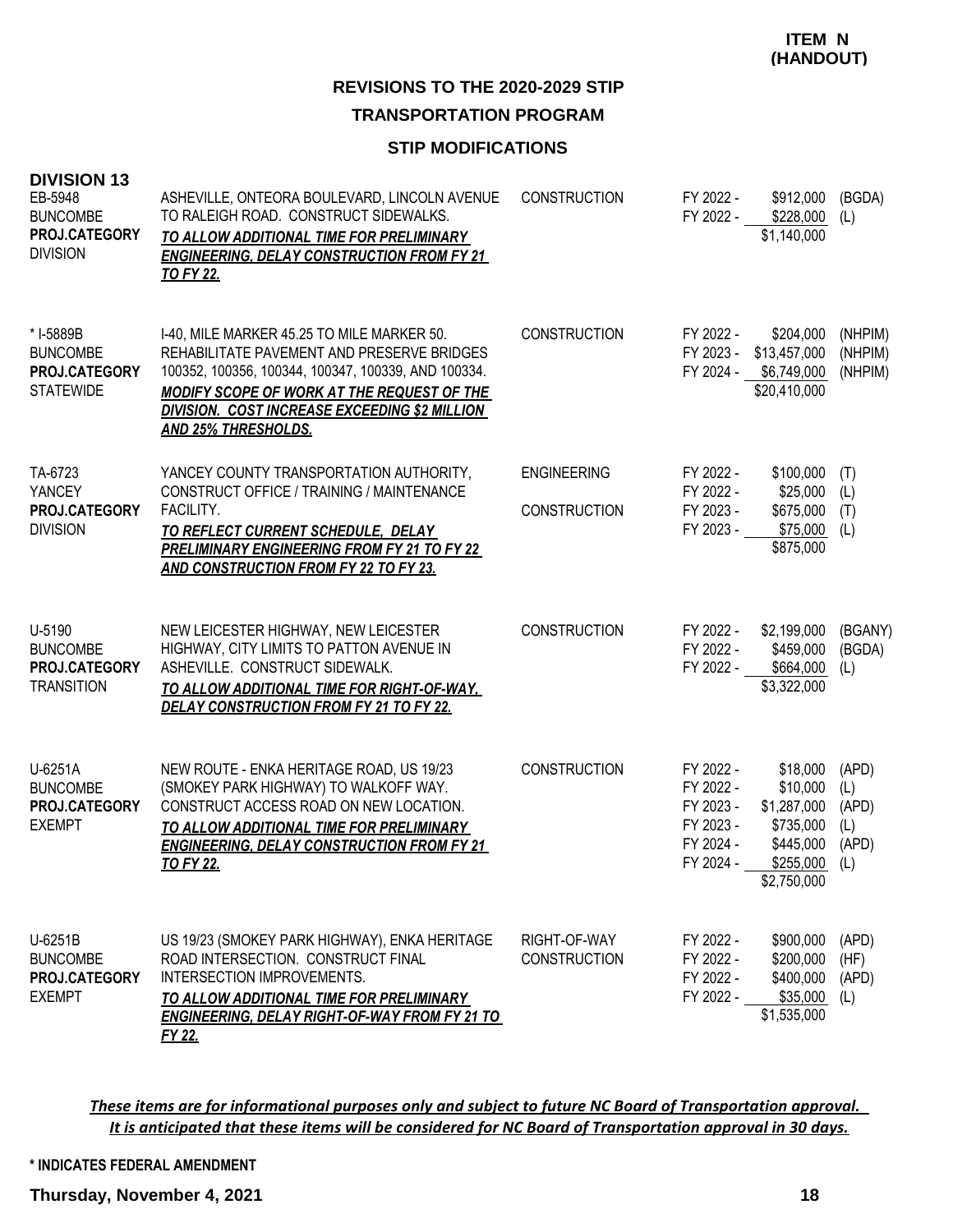**ITEM N (HANDOUT)**

## REVISIONS TO THE 2020-2029 STIP

## TRANSPORTATION PROGRAM

### STIP MODIFICATIONS

**DIVISION 13**

| | | | | | |
|---|---|---|---|---|---|
| EB-5948<br>BUNCOMBE<br>**PROJ.CATEGORY**<br>DIVISION | ASHEVILLE, ONTEORA BOULEVARD, LINCOLN AVENUE TO RALEIGH ROAD. CONSTRUCT SIDEWALKS.<br>***TO ALLOW ADDITIONAL TIME FOR PRELIMINARY ENGINEERING, DELAY CONSTRUCTION FROM FY 21 TO FY 22.*** | CONSTRUCTION | FY 2022 -<br>FY 2022 - | \$912,000<br>\$228,000<br>\$1,140,000 | (BGDA)<br>(L) |
| * I-5889B<br>BUNCOMBE<br>**PROJ.CATEGORY**<br>STATEWIDE | I-40, MILE MARKER 45.25 TO MILE MARKER 50. REHABILITATE PAVEMENT AND PRESERVE BRIDGES 100352, 100356, 100344, 100347, 100339, AND 100334.<br>***MODIFY SCOPE OF WORK AT THE REQUEST OF THE DIVISION. COST INCREASE EXCEEDING \$2 MILLION AND 25% THRESHOLDS.*** | CONSTRUCTION | FY 2022 -<br>FY 2023 -<br>FY 2024 - | \$204,000<br>\$13,457,000<br>\$6,749,000<br>\$20,410,000 | (NHPIM)<br>(NHPIM)<br>(NHPIM) |
| TA-6723<br>YANCEY<br>**PROJ.CATEGORY**<br>DIVISION | YANCEY COUNTY TRANSPORTATION AUTHORITY, CONSTRUCT OFFICE / TRAINING / MAINTENANCE FACILITY.<br>***TO REFLECT CURRENT SCHEDULE, DELAY PRELIMINARY ENGINEERING FROM FY 21 TO FY 22 AND CONSTRUCTION FROM FY 22 TO FY 23.*** | ENGINEERING<br><br>CONSTRUCTION | FY 2022 -<br>FY 2022 -<br>FY 2023 -<br>FY 2023 - | \$100,000<br>\$25,000<br>\$675,000<br>\$75,000<br>\$875,000 | (T)<br>(L)<br>(T)<br>(L) |
| U-5190<br>BUNCOMBE<br>**PROJ.CATEGORY**<br>TRANSITION | NEW LEICESTER HIGHWAY, NEW LEICESTER HIGHWAY, CITY LIMITS TO PATTON AVENUE IN ASHEVILLE. CONSTRUCT SIDEWALK.<br>***TO ALLOW ADDITIONAL TIME FOR RIGHT-OF-WAY, DELAY CONSTRUCTION FROM FY 21 TO FY 22.*** | CONSTRUCTION | FY 2022 -<br>FY 2022 -<br>FY 2022 - | \$2,199,000<br>\$459,000<br>\$664,000<br>\$3,322,000 | (BGANY)<br>(BGDA)<br>(L) |
| U-6251A<br>BUNCOMBE<br>**PROJ.CATEGORY**<br>EXEMPT | NEW ROUTE - ENKA HERITAGE ROAD, US 19/23 (SMOKEY PARK HIGHWAY) TO WALKOFF WAY. CONSTRUCT ACCESS ROAD ON NEW LOCATION.<br>***TO ALLOW ADDITIONAL TIME FOR PRELIMINARY ENGINEERING, DELAY CONSTRUCTION FROM FY 21 TO FY 22.*** | CONSTRUCTION | FY 2022 -<br>FY 2022 -<br>FY 2023 -<br>FY 2023 -<br>FY 2024 -<br>FY 2024 - | \$18,000<br>\$10,000<br>\$1,287,000<br>\$735,000<br>\$445,000<br>\$255,000<br>\$2,750,000 | (APD)<br>(L)<br>(APD)<br>(L)<br>(APD)<br>(L) |
| U-6251B<br>BUNCOMBE<br>**PROJ.CATEGORY**<br>EXEMPT | US 19/23 (SMOKEY PARK HIGHWAY), ENKA HERITAGE ROAD INTERSECTION. CONSTRUCT FINAL INTERSECTION IMPROVEMENTS.<br>***TO ALLOW ADDITIONAL TIME FOR PRELIMINARY ENGINEERING, DELAY RIGHT-OF-WAY FROM FY 21 TO FY 22.*** | RIGHT-OF-WAY<br>CONSTRUCTION | FY 2022 -<br>FY 2022 -<br>FY 2022 -<br>FY 2022 - | \$900,000<br>\$200,000<br>\$400,000<br>\$35,000<br>\$1,535,000 | (APD)<br>(HF)<br>(APD)<br>(L) |

***These items are for informational purposes only and subject to future NC Board of Transportation approval. It is anticipated that these items will be considered for NC Board of Transportation approval in 30 days.***

**\* INDICATES FEDERAL AMENDMENT**

**Thursday, November 4, 2021**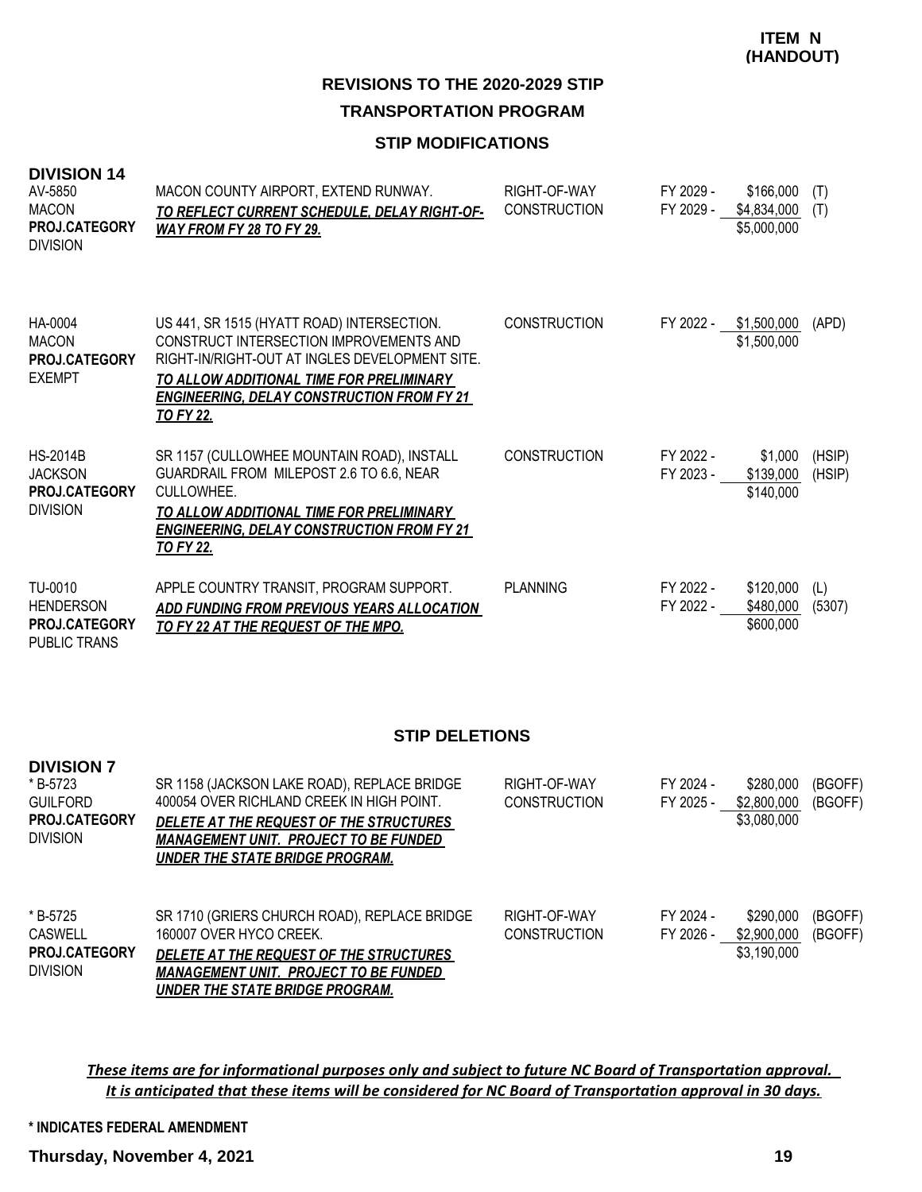**ITEM N (HANDOUT)**

## REVISIONS TO THE 2020-2029 STIP

### TRANSPORTATION PROGRAM

### STIP MODIFICATIONS

**DIVISION 14**

| | | | | | |
|---|---|---|---|---|---|
| AV-5850<br>MACON<br>**PROJ.CATEGORY**<br>DIVISION | MACON COUNTY AIRPORT, EXTEND RUNWAY.<br>***TO REFLECT CURRENT SCHEDULE, DELAY RIGHT-OF-WAY FROM FY 28 TO FY 29.*** | RIGHT-OF-WAY<br>CONSTRUCTION | FY 2029 -<br>FY 2029 - | \$166,000<br>\$4,834,000<br>\$5,000,000 | (T)<br>(T) |
| HA-0004<br>MACON<br>**PROJ.CATEGORY**<br>EXEMPT | US 441, SR 1515 (HYATT ROAD) INTERSECTION. CONSTRUCT INTERSECTION IMPROVEMENTS AND RIGHT-IN/RIGHT-OUT AT INGLES DEVELOPMENT SITE.<br>***TO ALLOW ADDITIONAL TIME FOR PRELIMINARY ENGINEERING, DELAY CONSTRUCTION FROM FY 21 TO FY 22.*** | CONSTRUCTION | FY 2022 - | \$1,500,000<br>\$1,500,000 | (APD) |
| HS-2014B<br>JACKSON<br>**PROJ.CATEGORY**<br>DIVISION | SR 1157 (CULLOWHEE MOUNTAIN ROAD), INSTALL GUARDRAIL FROM MILEPOST 2.6 TO 6.6, NEAR CULLOWHEE.<br>***TO ALLOW ADDITIONAL TIME FOR PRELIMINARY ENGINEERING, DELAY CONSTRUCTION FROM FY 21 TO FY 22.*** | CONSTRUCTION | FY 2022 -<br>FY 2023 - | \$1,000<br>\$139,000<br>\$140,000 | (HSIP)<br>(HSIP) |
| TU-0010<br>HENDERSON<br>**PROJ.CATEGORY**<br>PUBLIC TRANS | APPLE COUNTRY TRANSIT, PROGRAM SUPPORT.<br>***ADD FUNDING FROM PREVIOUS YEARS ALLOCATION TO FY 22 AT THE REQUEST OF THE MPO.*** | PLANNING | FY 2022 -<br>FY 2022 - | \$120,000<br>\$480,000<br>\$600,000 | (L)<br>(5307) |

### STIP DELETIONS

**DIVISION 7**

| | | | | | |
|---|---|---|---|---|---|
| * B-5723<br>GUILFORD<br>**PROJ.CATEGORY**<br>DIVISION | SR 1158 (JACKSON LAKE ROAD), REPLACE BRIDGE 400054 OVER RICHLAND CREEK IN HIGH POINT.<br>***DELETE AT THE REQUEST OF THE STRUCTURES MANAGEMENT UNIT. PROJECT TO BE FUNDED UNDER THE STATE BRIDGE PROGRAM.*** | RIGHT-OF-WAY<br>CONSTRUCTION | FY 2024 -<br>FY 2025 - | \$280,000<br>\$2,800,000<br>\$3,080,000 | (BGOFF)<br>(BGOFF) |
| * B-5725<br>CASWELL<br>**PROJ.CATEGORY**<br>DIVISION | SR 1710 (GRIERS CHURCH ROAD), REPLACE BRIDGE 160007 OVER HYCO CREEK.<br>***DELETE AT THE REQUEST OF THE STRUCTURES MANAGEMENT UNIT. PROJECT TO BE FUNDED UNDER THE STATE BRIDGE PROGRAM.*** | RIGHT-OF-WAY<br>CONSTRUCTION | FY 2024 -<br>FY 2026 - | \$290,000<br>\$2,900,000<br>\$3,190,000 | (BGOFF)<br>(BGOFF) |

***These items are for informational purposes only and subject to future NC Board of Transportation approval. It is anticipated that these items will be considered for NC Board of Transportation approval in 30 days.***

**\* INDICATES FEDERAL AMENDMENT**

**Thursday, November 4, 2021**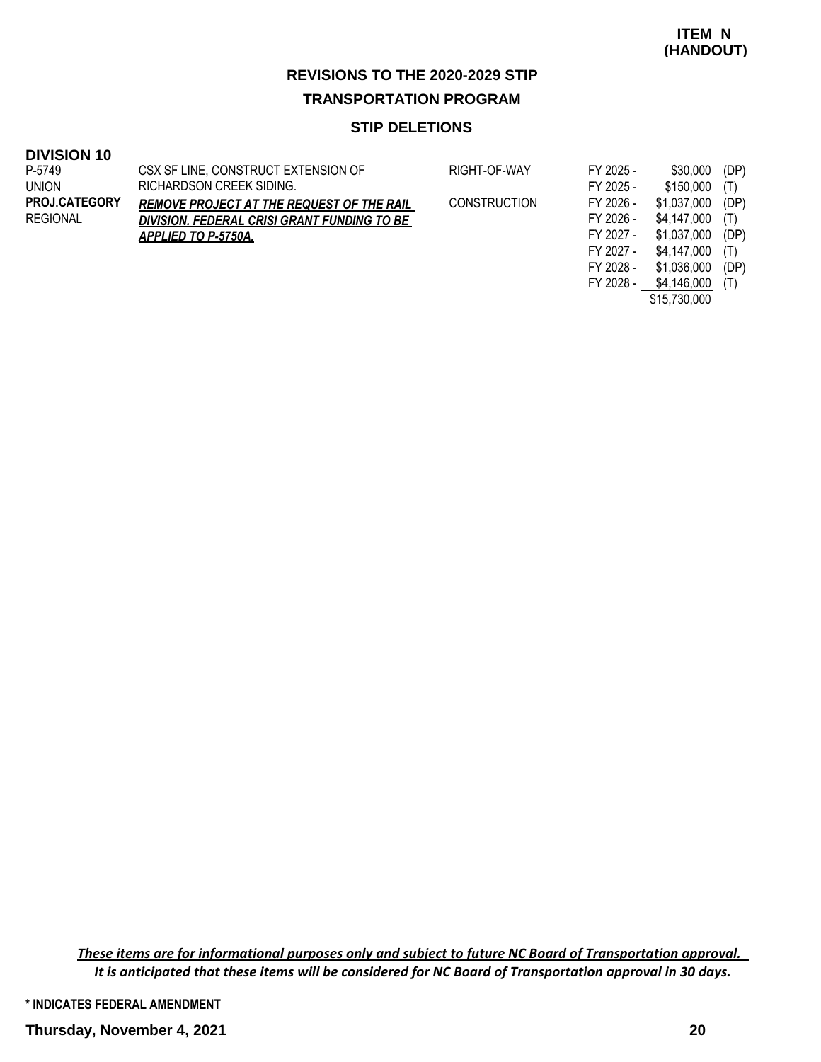**ITEM N (HANDOUT)**

## REVISIONS TO THE 2020-2029 STIP

## TRANSPORTATION PROGRAM

### STIP DELETIONS

**DIVISION 10**

| | | | | | |
|---|---|---|---|---|---|
| P-5749 | CSX SF LINE, CONSTRUCT EXTENSION OF | RIGHT-OF-WAY | FY 2025 - | $30,000 | (DP) |
| UNION | RICHARDSON CREEK SIDING. | | FY 2025 - | $150,000 | (T) |
| **PROJ.CATEGORY** | ***REMOVE PROJECT AT THE REQUEST OF THE RAIL*** | CONSTRUCTION | FY 2026 - | $1,037,000 | (DP) |
| REGIONAL | ***DIVISION. FEDERAL CRISI GRANT FUNDING TO BE*** | | FY 2026 - | $4,147,000 | (T) |
| | ***APPLIED TO P-5750A.*** | | FY 2027 - | $1,037,000 | (DP) |
| | | | FY 2027 - | $4,147,000 | (T) |
| | | | FY 2028 - | $1,036,000 | (DP) |
| | | | FY 2028 - | $4,146,000 | (T) |
| | | | | $15,730,000 | |

*These items are for informational purposes only and subject to future NC Board of Transportation approval. It is anticipated that these items will be considered for NC Board of Transportation approval in 30 days.*

\* INDICATES FEDERAL AMENDMENT

**Thursday, November 4, 2021**